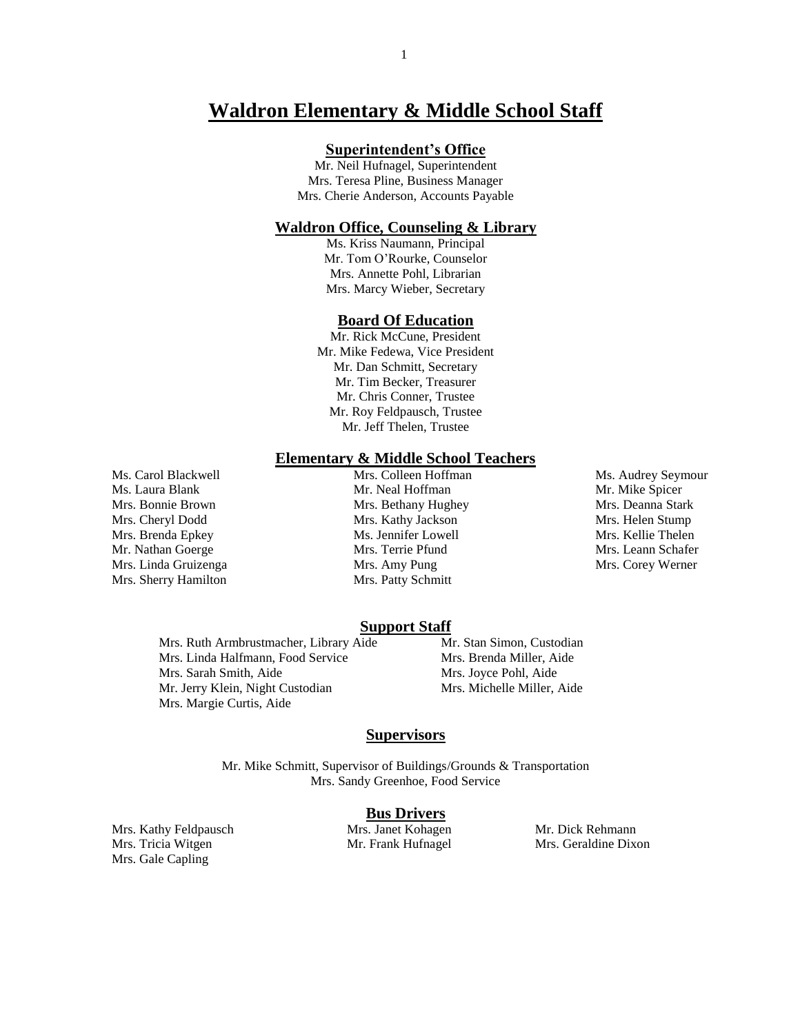# Waldron Elementary & Middle School Staff

## Superintendent's Office

Mr. Neil Hufnagel, Superintendent
Mrs. Teresa Pline, Business Manager
Mrs. Cherie Anderson, Accounts Payable

## Waldron Office, Counseling & Library

Ms. Kriss Naumann, Principal
Mr. Tom O'Rourke, Counselor
Mrs. Annette Pohl, Librarian
Mrs. Marcy Wieber, Secretary

## Board Of Education

Mr. Rick McCune, President
Mr. Mike Fedewa, Vice President
Mr. Dan Schmitt, Secretary
Mr. Tim Becker, Treasurer
Mr. Chris Conner, Trustee
Mr. Roy Feldpausch, Trustee
Mr. Jeff Thelen, Trustee

## Elementary & Middle School Teachers

Ms. Carol Blackwell
Ms. Laura Blank
Mrs. Bonnie Brown
Mrs. Cheryl Dodd
Mrs. Brenda Epkey
Mr. Nathan Goerge
Mrs. Linda Gruizenga
Mrs. Sherry Hamilton
Mrs. Colleen Hoffman
Mr. Neal Hoffman
Mrs. Bethany Hughey
Mrs. Kathy Jackson
Ms. Jennifer Lowell
Mrs. Terrie Pfund
Mrs. Amy Pung
Mrs. Patty Schmitt
Ms. Audrey Seymour
Mr. Mike Spicer
Mrs. Deanna Stark
Mrs. Helen Stump
Mrs. Kellie Thelen
Mrs. Leann Schafer
Mrs. Corey Werner

## Support Staff

Mrs. Ruth Armbrustmacher, Library Aide
Mrs. Linda Halfmann, Food Service
Mrs. Sarah Smith, Aide
Mr. Jerry Klein, Night Custodian
Mrs. Margie Curtis, Aide
Mr. Stan Simon, Custodian
Mrs. Brenda Miller, Aide
Mrs. Joyce Pohl, Aide
Mrs. Michelle Miller, Aide

## Supervisors

Mr. Mike Schmitt, Supervisor of Buildings/Grounds & Transportation
Mrs. Sandy Greenhoe, Food Service

## Bus Drivers

Mrs. Kathy Feldpausch
Mrs. Tricia Witgen
Mrs. Gale Capling
Mrs. Janet Kohagen
Mr. Frank Hufnagel
Mr. Dick Rehmann
Mrs. Geraldine Dixon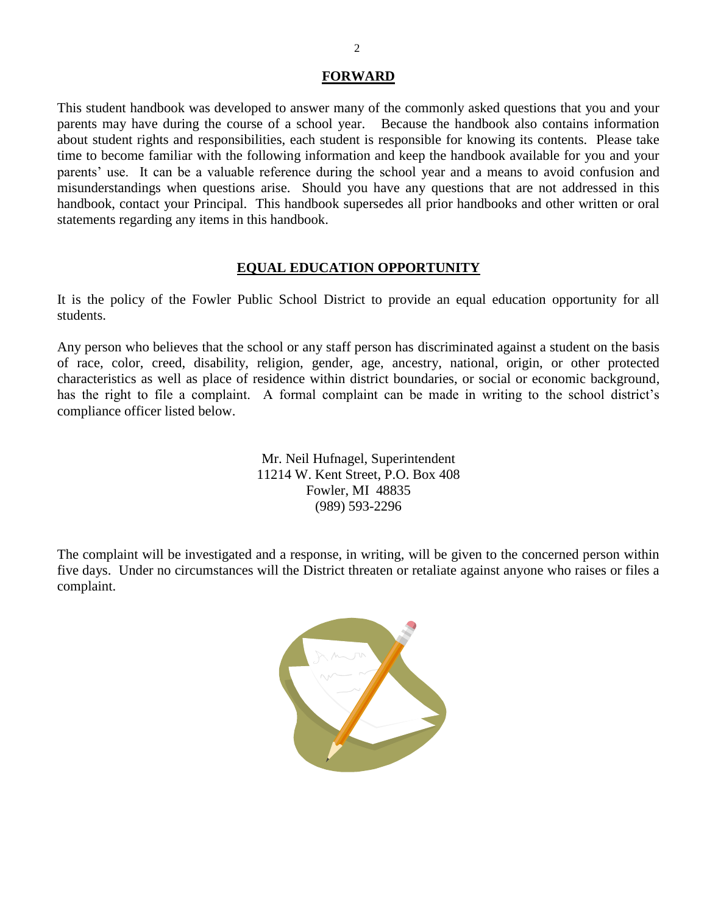## FORWARD

This student handbook was developed to answer many of the commonly asked questions that you and your parents may have during the course of a school year. Because the handbook also contains information about student rights and responsibilities, each student is responsible for knowing its contents. Please take time to become familiar with the following information and keep the handbook available for you and your parents' use. It can be a valuable reference during the school year and a means to avoid confusion and misunderstandings when questions arise. Should you have any questions that are not addressed in this handbook, contact your Principal. This handbook supersedes all prior handbooks and other written or oral statements regarding any items in this handbook.

## EQUAL EDUCATION OPPORTUNITY

It is the policy of the Fowler Public School District to provide an equal education opportunity for all students.

Any person who believes that the school or any staff person has discriminated against a student on the basis of race, color, creed, disability, religion, gender, age, ancestry, national, origin, or other protected characteristics as well as place of residence within district boundaries, or social or economic background, has the right to file a complaint. A formal complaint can be made in writing to the school district's compliance officer listed below.

Mr. Neil Hufnagel, Superintendent
11214 W. Kent Street, P.O. Box 408
Fowler, MI 48835
(989) 593-2296

The complaint will be investigated and a response, in writing, will be given to the concerned person within five days. Under no circumstances will the District threaten or retaliate against anyone who raises or files a complaint.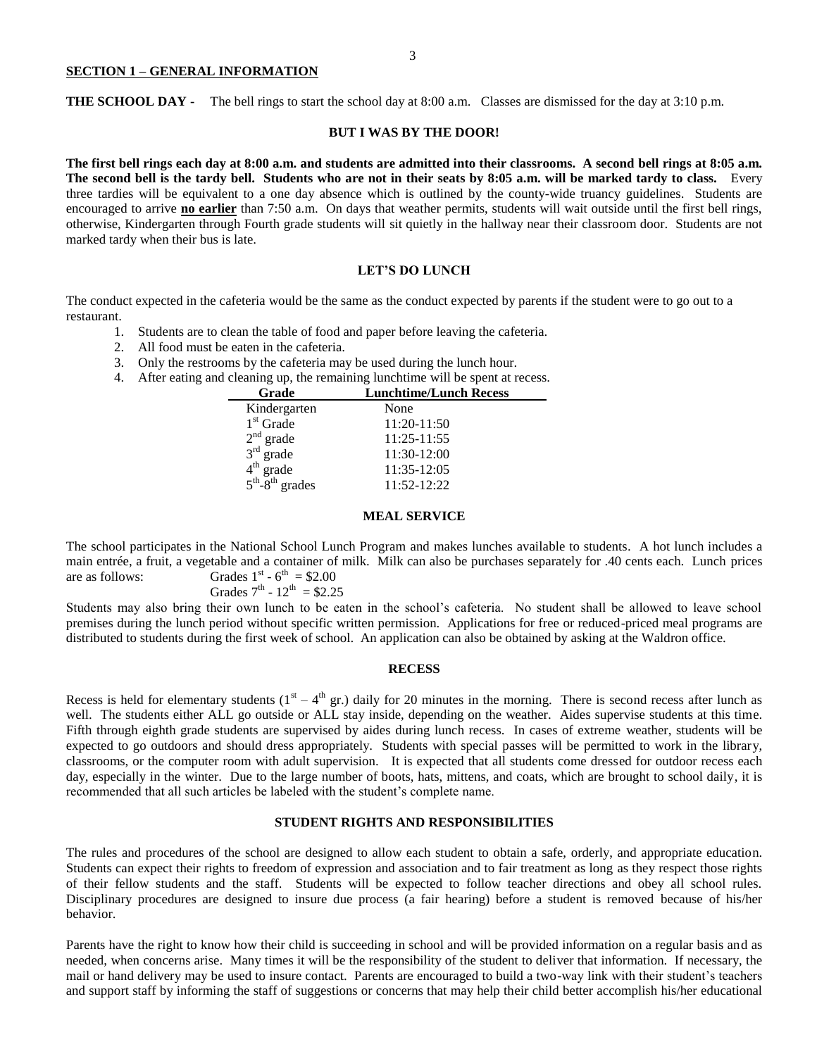## SECTION 1 – GENERAL INFORMATION

**THE SCHOOL DAY -** The bell rings to start the school day at 8:00 a.m. Classes are dismissed for the day at 3:10 p.m.

### BUT I WAS BY THE DOOR!

**The first bell rings each day at 8:00 a.m. and students are admitted into their classrooms. A second bell rings at 8:05 a.m. The second bell is the tardy bell. Students who are not in their seats by 8:05 a.m. will be marked tardy to class.** Every three tardies will be equivalent to a one day absence which is outlined by the county-wide truancy guidelines. Students are encouraged to arrive **no earlier** than 7:50 a.m. On days that weather permits, students will wait outside until the first bell rings, otherwise, Kindergarten through Fourth grade students will sit quietly in the hallway near their classroom door. Students are not marked tardy when their bus is late.

### LET'S DO LUNCH

The conduct expected in the cafeteria would be the same as the conduct expected by parents if the student were to go out to a restaurant.

1. Students are to clean the table of food and paper before leaving the cafeteria.
2. All food must be eaten in the cafeteria.
3. Only the restrooms by the cafeteria may be used during the lunch hour.
4. After eating and cleaning up, the remaining lunchtime will be spent at recess.

| Grade | Lunchtime/Lunch Recess |
|---|---|
| Kindergarten | None |
| 1st Grade | 11:20-11:50 |
| 2nd grade | 11:25-11:55 |
| 3rd grade | 11:30-12:00 |
| 4th grade | 11:35-12:05 |
| 5th-8th grades | 11:52-12:22 |

### MEAL SERVICE

The school participates in the National School Lunch Program and makes lunches available to students. A hot lunch includes a main entrée, a fruit, a vegetable and a container of milk. Milk can also be purchases separately for .40 cents each. Lunch prices are as follows:

Grades 1st - 6th = $2.00
Grades 7th - 12th = $2.25

Students may also bring their own lunch to be eaten in the school's cafeteria. No student shall be allowed to leave school premises during the lunch period without specific written permission. Applications for free or reduced-priced meal programs are distributed to students during the first week of school. An application can also be obtained by asking at the Waldron office.

### RECESS

Recess is held for elementary students (1st – 4th gr.) daily for 20 minutes in the morning. There is second recess after lunch as well. The students either ALL go outside or ALL stay inside, depending on the weather. Aides supervise students at this time. Fifth through eighth grade students are supervised by aides during lunch recess. In cases of extreme weather, students will be expected to go outdoors and should dress appropriately. Students with special passes will be permitted to work in the library, classrooms, or the computer room with adult supervision. It is expected that all students come dressed for outdoor recess each day, especially in the winter. Due to the large number of boots, hats, mittens, and coats, which are brought to school daily, it is recommended that all such articles be labeled with the student's complete name.

### STUDENT RIGHTS AND RESPONSIBILITIES

The rules and procedures of the school are designed to allow each student to obtain a safe, orderly, and appropriate education. Students can expect their rights to freedom of expression and association and to fair treatment as long as they respect those rights of their fellow students and the staff. Students will be expected to follow teacher directions and obey all school rules. Disciplinary procedures are designed to insure due process (a fair hearing) before a student is removed because of his/her behavior.

Parents have the right to know how their child is succeeding in school and will be provided information on a regular basis and as needed, when concerns arise. Many times it will be the responsibility of the student to deliver that information. If necessary, the mail or hand delivery may be used to insure contact. Parents are encouraged to build a two-way link with their student's teachers and support staff by informing the staff of suggestions or concerns that may help their child better accomplish his/her educational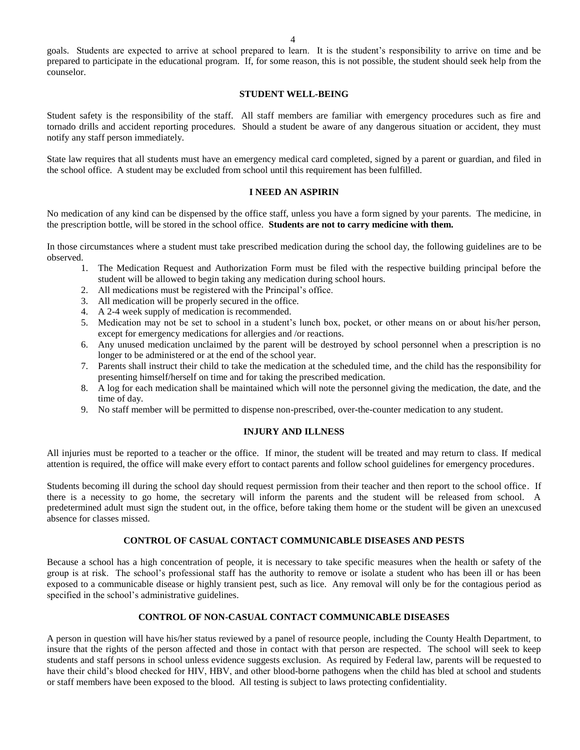goals. Students are expected to arrive at school prepared to learn. It is the student's responsibility to arrive on time and be prepared to participate in the educational program. If, for some reason, this is not possible, the student should seek help from the counselor.

## STUDENT WELL-BEING

Student safety is the responsibility of the staff. All staff members are familiar with emergency procedures such as fire and tornado drills and accident reporting procedures. Should a student be aware of any dangerous situation or accident, they must notify any staff person immediately.

State law requires that all students must have an emergency medical card completed, signed by a parent or guardian, and filed in the school office. A student may be excluded from school until this requirement has been fulfilled.

## I NEED AN ASPIRIN

No medication of any kind can be dispensed by the office staff, unless you have a form signed by your parents. The medicine, in the prescription bottle, will be stored in the school office. **Students are not to carry medicine with them.**

In those circumstances where a student must take prescribed medication during the school day, the following guidelines are to be observed.

1. The Medication Request and Authorization Form must be filed with the respective building principal before the student will be allowed to begin taking any medication during school hours.
2. All medications must be registered with the Principal's office.
3. All medication will be properly secured in the office.
4. A 2-4 week supply of medication is recommended.
5. Medication may not be set to school in a student's lunch box, pocket, or other means on or about his/her person, except for emergency medications for allergies and /or reactions.
6. Any unused medication unclaimed by the parent will be destroyed by school personnel when a prescription is no longer to be administered or at the end of the school year.
7. Parents shall instruct their child to take the medication at the scheduled time, and the child has the responsibility for presenting himself/herself on time and for taking the prescribed medication.
8. A log for each medication shall be maintained which will note the personnel giving the medication, the date, and the time of day.
9. No staff member will be permitted to dispense non-prescribed, over-the-counter medication to any student.

## INJURY AND ILLNESS

All injuries must be reported to a teacher or the office. If minor, the student will be treated and may return to class. If medical attention is required, the office will make every effort to contact parents and follow school guidelines for emergency procedures.

Students becoming ill during the school day should request permission from their teacher and then report to the school office. If there is a necessity to go home, the secretary will inform the parents and the student will be released from school. A predetermined adult must sign the student out, in the office, before taking them home or the student will be given an unexcused absence for classes missed.

## CONTROL OF CASUAL CONTACT COMMUNICABLE DISEASES AND PESTS

Because a school has a high concentration of people, it is necessary to take specific measures when the health or safety of the group is at risk. The school's professional staff has the authority to remove or isolate a student who has been ill or has been exposed to a communicable disease or highly transient pest, such as lice. Any removal will only be for the contagious period as specified in the school's administrative guidelines.

## CONTROL OF NON-CASUAL CONTACT COMMUNICABLE DISEASES

A person in question will have his/her status reviewed by a panel of resource people, including the County Health Department, to insure that the rights of the person affected and those in contact with that person are respected. The school will seek to keep students and staff persons in school unless evidence suggests exclusion. As required by Federal law, parents will be requested to have their child's blood checked for HIV, HBV, and other blood-borne pathogens when the child has bled at school and students or staff members have been exposed to the blood. All testing is subject to laws protecting confidentiality.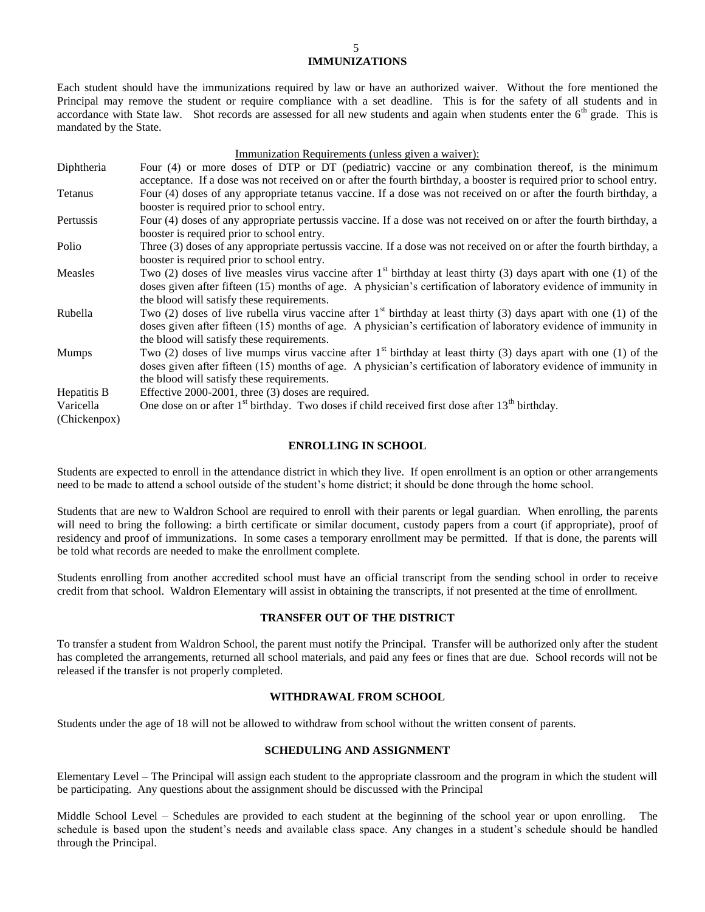## IMMUNIZATIONS

Each student should have the immunizations required by law or have an authorized waiver. Without the fore mentioned the Principal may remove the student or require compliance with a set deadline. This is for the safety of all students and in accordance with State law. Shot records are assessed for all new students and again when students enter the 6th grade. This is mandated by the State.

Immunization Requirements (unless given a waiver):

| | |
|---|---|
| Diphtheria | Four (4) or more doses of DTP or DT (pediatric) vaccine or any combination thereof, is the minimum acceptance. If a dose was not received on or after the fourth birthday, a booster is required prior to school entry. |
| Tetanus | Four (4) doses of any appropriate tetanus vaccine. If a dose was not received on or after the fourth birthday, a booster is required prior to school entry. |
| Pertussis | Four (4) doses of any appropriate pertussis vaccine. If a dose was not received on or after the fourth birthday, a booster is required prior to school entry. |
| Polio | Three (3) doses of any appropriate pertussis vaccine. If a dose was not received on or after the fourth birthday, a booster is required prior to school entry. |
| Measles | Two (2) doses of live measles virus vaccine after 1st birthday at least thirty (3) days apart with one (1) of the doses given after fifteen (15) months of age. A physician's certification of laboratory evidence of immunity in the blood will satisfy these requirements. |
| Rubella | Two (2) doses of live rubella virus vaccine after 1st birthday at least thirty (3) days apart with one (1) of the doses given after fifteen (15) months of age. A physician's certification of laboratory evidence of immunity in the blood will satisfy these requirements. |
| Mumps | Two (2) doses of live mumps virus vaccine after 1st birthday at least thirty (3) days apart with one (1) of the doses given after fifteen (15) months of age. A physician's certification of laboratory evidence of immunity in the blood will satisfy these requirements. |
| Hepatitis B | Effective 2000-2001, three (3) doses are required. |
| Varicella (Chickenpox) | One dose on or after 1st birthday. Two doses if child received first dose after 13th birthday. |

## ENROLLING IN SCHOOL

Students are expected to enroll in the attendance district in which they live. If open enrollment is an option or other arrangements need to be made to attend a school outside of the student's home district; it should be done through the home school.

Students that are new to Waldron School are required to enroll with their parents or legal guardian. When enrolling, the parents will need to bring the following: a birth certificate or similar document, custody papers from a court (if appropriate), proof of residency and proof of immunizations. In some cases a temporary enrollment may be permitted. If that is done, the parents will be told what records are needed to make the enrollment complete.

Students enrolling from another accredited school must have an official transcript from the sending school in order to receive credit from that school. Waldron Elementary will assist in obtaining the transcripts, if not presented at the time of enrollment.

## TRANSFER OUT OF THE DISTRICT

To transfer a student from Waldron School, the parent must notify the Principal. Transfer will be authorized only after the student has completed the arrangements, returned all school materials, and paid any fees or fines that are due. School records will not be released if the transfer is not properly completed.

## WITHDRAWAL FROM SCHOOL

Students under the age of 18 will not be allowed to withdraw from school without the written consent of parents.

## SCHEDULING AND ASSIGNMENT

Elementary Level – The Principal will assign each student to the appropriate classroom and the program in which the student will be participating. Any questions about the assignment should be discussed with the Principal

Middle School Level – Schedules are provided to each student at the beginning of the school year or upon enrolling. The schedule is based upon the student's needs and available class space. Any changes in a student's schedule should be handled through the Principal.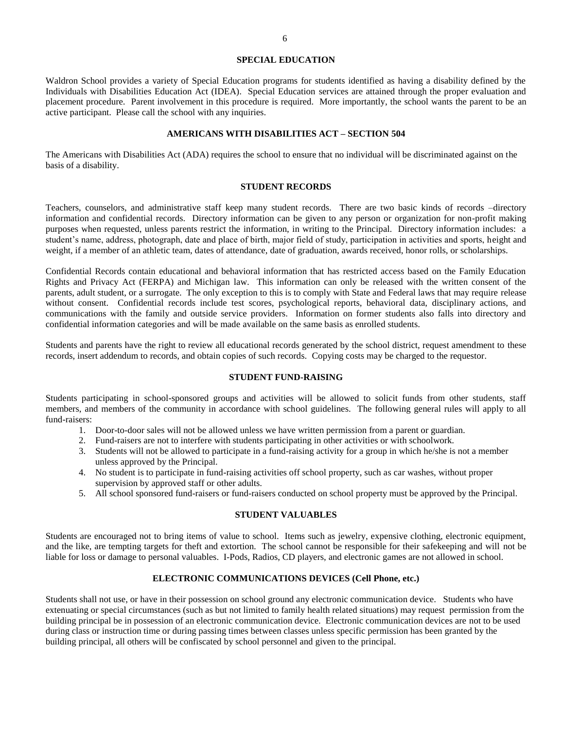## SPECIAL EDUCATION

Waldron School provides a variety of Special Education programs for students identified as having a disability defined by the Individuals with Disabilities Education Act (IDEA). Special Education services are attained through the proper evaluation and placement procedure. Parent involvement in this procedure is required. More importantly, the school wants the parent to be an active participant. Please call the school with any inquiries.

## AMERICANS WITH DISABILITIES ACT – SECTION 504

The Americans with Disabilities Act (ADA) requires the school to ensure that no individual will be discriminated against on the basis of a disability.

## STUDENT RECORDS

Teachers, counselors, and administrative staff keep many student records. There are two basic kinds of records –directory information and confidential records. Directory information can be given to any person or organization for non-profit making purposes when requested, unless parents restrict the information, in writing to the Principal. Directory information includes: a student's name, address, photograph, date and place of birth, major field of study, participation in activities and sports, height and weight, if a member of an athletic team, dates of attendance, date of graduation, awards received, honor rolls, or scholarships.

Confidential Records contain educational and behavioral information that has restricted access based on the Family Education Rights and Privacy Act (FERPA) and Michigan law. This information can only be released with the written consent of the parents, adult student, or a surrogate. The only exception to this is to comply with State and Federal laws that may require release without consent. Confidential records include test scores, psychological reports, behavioral data, disciplinary actions, and communications with the family and outside service providers. Information on former students also falls into directory and confidential information categories and will be made available on the same basis as enrolled students.

Students and parents have the right to review all educational records generated by the school district, request amendment to these records, insert addendum to records, and obtain copies of such records. Copying costs may be charged to the requestor.

## STUDENT FUND-RAISING

Students participating in school-sponsored groups and activities will be allowed to solicit funds from other students, staff members, and members of the community in accordance with school guidelines. The following general rules will apply to all fund-raisers:

1. Door-to-door sales will not be allowed unless we have written permission from a parent or guardian.
2. Fund-raisers are not to interfere with students participating in other activities or with schoolwork.
3. Students will not be allowed to participate in a fund-raising activity for a group in which he/she is not a member unless approved by the Principal.
4. No student is to participate in fund-raising activities off school property, such as car washes, without proper supervision by approved staff or other adults.
5. All school sponsored fund-raisers or fund-raisers conducted on school property must be approved by the Principal.

## STUDENT VALUABLES

Students are encouraged not to bring items of value to school. Items such as jewelry, expensive clothing, electronic equipment, and the like, are tempting targets for theft and extortion. The school cannot be responsible for their safekeeping and will not be liable for loss or damage to personal valuables. I-Pods, Radios, CD players, and electronic games are not allowed in school.

## ELECTRONIC COMMUNICATIONS DEVICES (Cell Phone, etc.)

Students shall not use, or have in their possession on school ground any electronic communication device. Students who have extenuating or special circumstances (such as but not limited to family health related situations) may request permission from the building principal be in possession of an electronic communication device. Electronic communication devices are not to be used during class or instruction time or during passing times between classes unless specific permission has been granted by the building principal, all others will be confiscated by school personnel and given to the principal.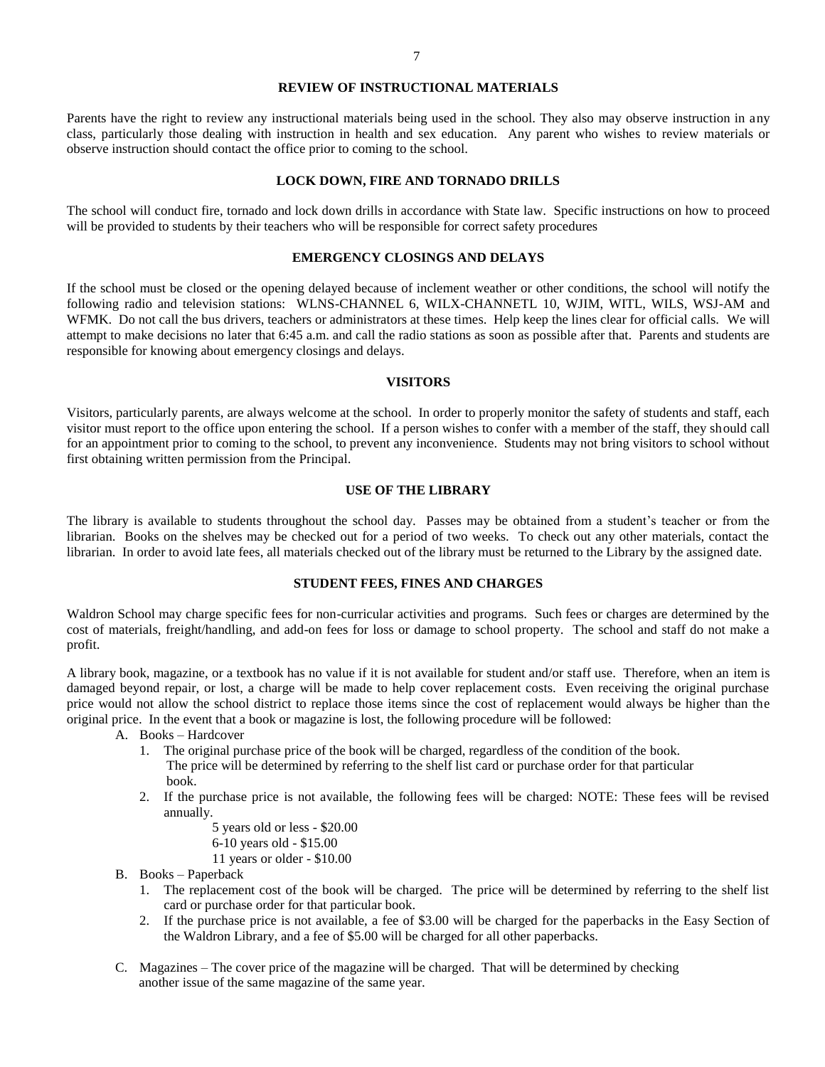## REVIEW OF INSTRUCTIONAL MATERIALS

Parents have the right to review any instructional materials being used in the school. They also may observe instruction in any class, particularly those dealing with instruction in health and sex education. Any parent who wishes to review materials or observe instruction should contact the office prior to coming to the school.

## LOCK DOWN, FIRE AND TORNADO DRILLS

The school will conduct fire, tornado and lock down drills in accordance with State law. Specific instructions on how to proceed will be provided to students by their teachers who will be responsible for correct safety procedures

## EMERGENCY CLOSINGS AND DELAYS

If the school must be closed or the opening delayed because of inclement weather or other conditions, the school will notify the following radio and television stations: WLNS-CHANNEL 6, WILX-CHANNETL 10, WJIM, WITL, WILS, WSJ-AM and WFMK. Do not call the bus drivers, teachers or administrators at these times. Help keep the lines clear for official calls. We will attempt to make decisions no later that 6:45 a.m. and call the radio stations as soon as possible after that. Parents and students are responsible for knowing about emergency closings and delays.

## VISITORS

Visitors, particularly parents, are always welcome at the school. In order to properly monitor the safety of students and staff, each visitor must report to the office upon entering the school. If a person wishes to confer with a member of the staff, they should call for an appointment prior to coming to the school, to prevent any inconvenience. Students may not bring visitors to school without first obtaining written permission from the Principal.

## USE OF THE LIBRARY

The library is available to students throughout the school day. Passes may be obtained from a student's teacher or from the librarian. Books on the shelves may be checked out for a period of two weeks. To check out any other materials, contact the librarian. In order to avoid late fees, all materials checked out of the library must be returned to the Library by the assigned date.

## STUDENT FEES, FINES AND CHARGES

Waldron School may charge specific fees for non-curricular activities and programs. Such fees or charges are determined by the cost of materials, freight/handling, and add-on fees for loss or damage to school property. The school and staff do not make a profit.

A library book, magazine, or a textbook has no value if it is not available for student and/or staff use. Therefore, when an item is damaged beyond repair, or lost, a charge will be made to help cover replacement costs. Even receiving the original purchase price would not allow the school district to replace those items since the cost of replacement would always be higher than the original price. In the event that a book or magazine is lost, the following procedure will be followed:

A. Books – Hardcover
   1. The original purchase price of the book will be charged, regardless of the condition of the book. The price will be determined by referring to the shelf list card or purchase order for that particular book.
   2. If the purchase price is not available, the following fees will be charged: NOTE: These fees will be revised annually.
      - 5 years old or less - $20.00
      - 6-10 years old - $15.00
      - 11 years or older - $10.00

B. Books – Paperback
   1. The replacement cost of the book will be charged. The price will be determined by referring to the shelf list card or purchase order for that particular book.
   2. If the purchase price is not available, a fee of $3.00 will be charged for the paperbacks in the Easy Section of the Waldron Library, and a fee of $5.00 will be charged for all other paperbacks.

C. Magazines – The cover price of the magazine will be charged. That will be determined by checking another issue of the same magazine of the same year.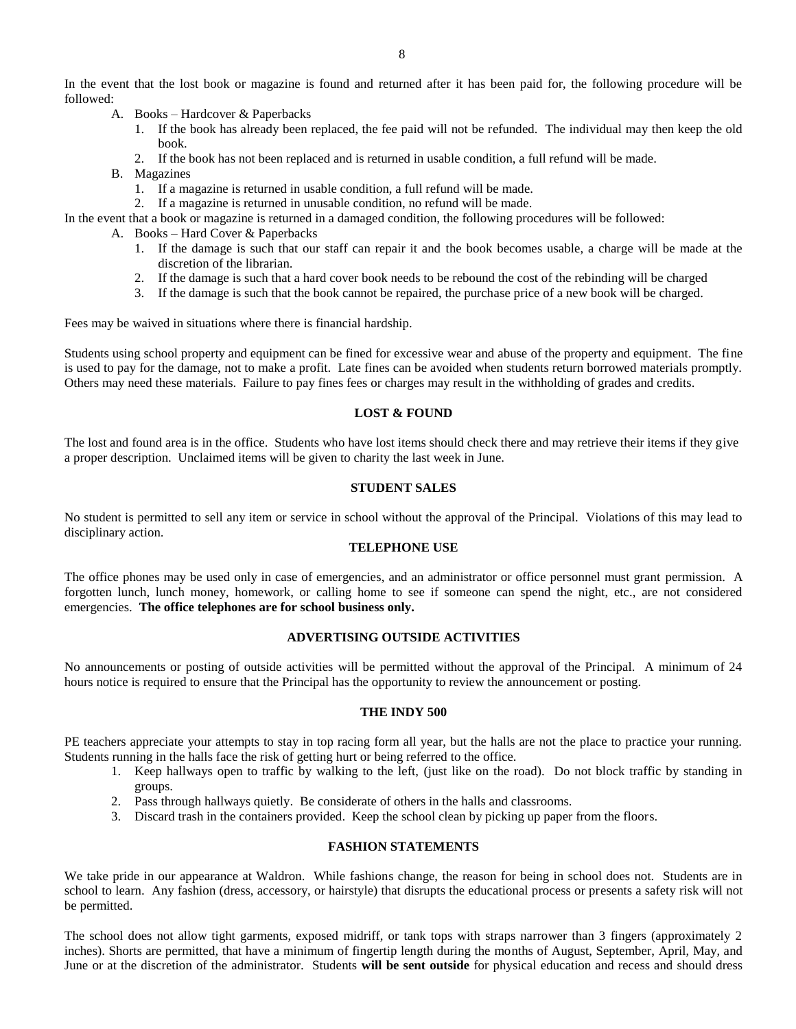In the event that the lost book or magazine is found and returned after it has been paid for, the following procedure will be followed:

A. Books – Hardcover & Paperbacks
   1. If the book has already been replaced, the fee paid will not be refunded. The individual may then keep the old book.
   2. If the book has not been replaced and is returned in usable condition, a full refund will be made.
B. Magazines
   1. If a magazine is returned in usable condition, a full refund will be made.
   2. If a magazine is returned in unusable condition, no refund will be made.

In the event that a book or magazine is returned in a damaged condition, the following procedures will be followed:

A. Books – Hard Cover & Paperbacks
   1. If the damage is such that our staff can repair it and the book becomes usable, a charge will be made at the discretion of the librarian.
   2. If the damage is such that a hard cover book needs to be rebound the cost of the rebinding will be charged
   3. If the damage is such that the book cannot be repaired, the purchase price of a new book will be charged.

Fees may be waived in situations where there is financial hardship.

Students using school property and equipment can be fined for excessive wear and abuse of the property and equipment. The fine is used to pay for the damage, not to make a profit. Late fines can be avoided when students return borrowed materials promptly. Others may need these materials. Failure to pay fines fees or charges may result in the withholding of grades and credits.

## LOST & FOUND

The lost and found area is in the office. Students who have lost items should check there and may retrieve their items if they give a proper description. Unclaimed items will be given to charity the last week in June.

## STUDENT SALES

No student is permitted to sell any item or service in school without the approval of the Principal. Violations of this may lead to disciplinary action.

## TELEPHONE USE

The office phones may be used only in case of emergencies, and an administrator or office personnel must grant permission. A forgotten lunch, lunch money, homework, or calling home to see if someone can spend the night, etc., are not considered emergencies. **The office telephones are for school business only.**

## ADVERTISING OUTSIDE ACTIVITIES

No announcements or posting of outside activities will be permitted without the approval of the Principal. A minimum of 24 hours notice is required to ensure that the Principal has the opportunity to review the announcement or posting.

## THE INDY 500

PE teachers appreciate your attempts to stay in top racing form all year, but the halls are not the place to practice your running. Students running in the halls face the risk of getting hurt or being referred to the office.

1. Keep hallways open to traffic by walking to the left, (just like on the road). Do not block traffic by standing in groups.
2. Pass through hallways quietly. Be considerate of others in the halls and classrooms.
3. Discard trash in the containers provided. Keep the school clean by picking up paper from the floors.

## FASHION STATEMENTS

We take pride in our appearance at Waldron. While fashions change, the reason for being in school does not. Students are in school to learn. Any fashion (dress, accessory, or hairstyle) that disrupts the educational process or presents a safety risk will not be permitted.

The school does not allow tight garments, exposed midriff, or tank tops with straps narrower than 3 fingers (approximately 2 inches). Shorts are permitted, that have a minimum of fingertip length during the months of August, September, April, May, and June or at the discretion of the administrator. Students **will be sent outside** for physical education and recess and should dress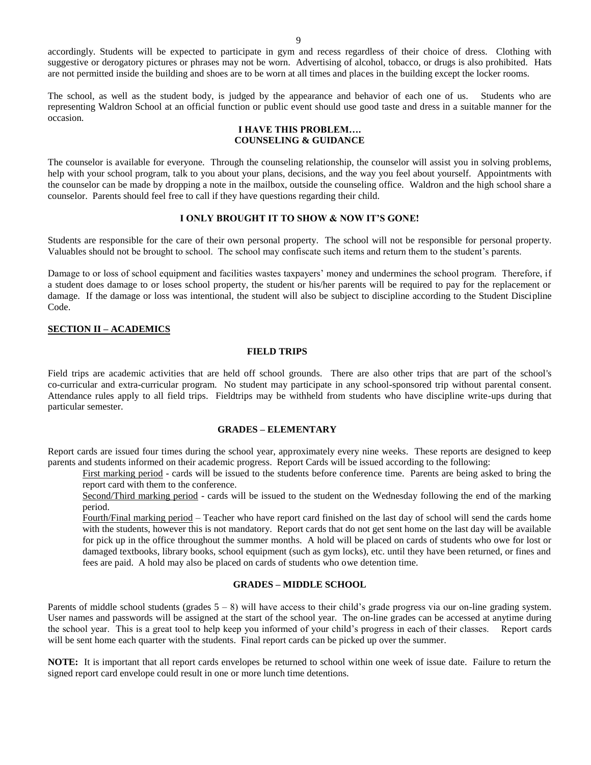accordingly. Students will be expected to participate in gym and recess regardless of their choice of dress. Clothing with suggestive or derogatory pictures or phrases may not be worn. Advertising of alcohol, tobacco, or drugs is also prohibited. Hats are not permitted inside the building and shoes are to be worn at all times and places in the building except the locker rooms.

The school, as well as the student body, is judged by the appearance and behavior of each one of us. Students who are representing Waldron School at an official function or public event should use good taste and dress in a suitable manner for the occasion.

### I HAVE THIS PROBLEM….
### COUNSELING & GUIDANCE

The counselor is available for everyone. Through the counseling relationship, the counselor will assist you in solving problems, help with your school program, talk to you about your plans, decisions, and the way you feel about yourself. Appointments with the counselor can be made by dropping a note in the mailbox, outside the counseling office. Waldron and the high school share a counselor. Parents should feel free to call if they have questions regarding their child.

### I ONLY BROUGHT IT TO SHOW & NOW IT'S GONE!

Students are responsible for the care of their own personal property. The school will not be responsible for personal property. Valuables should not be brought to school. The school may confiscate such items and return them to the student's parents.

Damage to or loss of school equipment and facilities wastes taxpayers' money and undermines the school program. Therefore, if a student does damage to or loses school property, the student or his/her parents will be required to pay for the replacement or damage. If the damage or loss was intentional, the student will also be subject to discipline according to the Student Discipline Code.

## SECTION II – ACADEMICS

### FIELD TRIPS

Field trips are academic activities that are held off school grounds. There are also other trips that are part of the school's co-curricular and extra-curricular program. No student may participate in any school-sponsored trip without parental consent. Attendance rules apply to all field trips. Fieldtrips may be withheld from students who have discipline write-ups during that particular semester.

### GRADES – ELEMENTARY

Report cards are issued four times during the school year, approximately every nine weeks. These reports are designed to keep parents and students informed on their academic progress. Report Cards will be issued according to the following:

First marking period - cards will be issued to the students before conference time. Parents are being asked to bring the report card with them to the conference.

Second/Third marking period - cards will be issued to the student on the Wednesday following the end of the marking period.

Fourth/Final marking period – Teacher who have report card finished on the last day of school will send the cards home with the students, however this is not mandatory. Report cards that do not get sent home on the last day will be available for pick up in the office throughout the summer months. A hold will be placed on cards of students who owe for lost or damaged textbooks, library books, school equipment (such as gym locks), etc. until they have been returned, or fines and fees are paid. A hold may also be placed on cards of students who owe detention time.

### GRADES – MIDDLE SCHOOL

Parents of middle school students (grades 5 – 8) will have access to their child's grade progress via our on-line grading system. User names and passwords will be assigned at the start of the school year. The on-line grades can be accessed at anytime during the school year. This is a great tool to help keep you informed of your child's progress in each of their classes. Report cards will be sent home each quarter with the students. Final report cards can be picked up over the summer.

**NOTE:** It is important that all report cards envelopes be returned to school within one week of issue date. Failure to return the signed report card envelope could result in one or more lunch time detentions.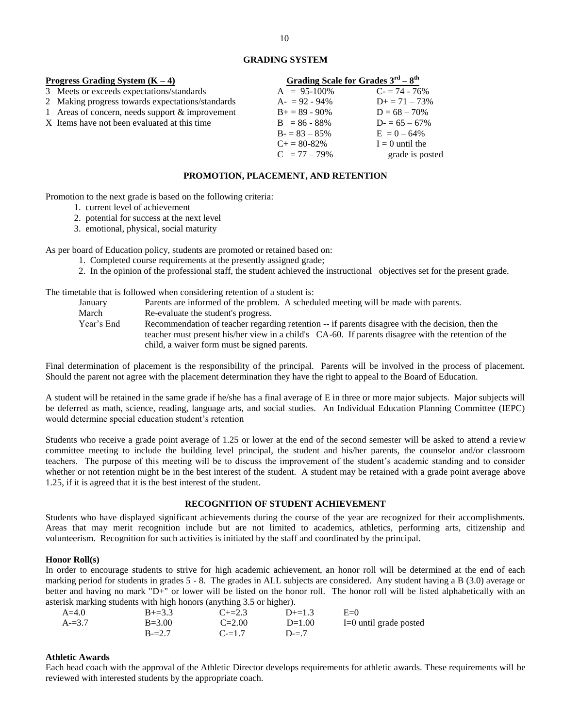## GRADING SYSTEM

**Progress Grading System (K – 4)**

3 Meets or exceeds expectations/standards
2 Making progress towards expectations/standards
1 Areas of concern, needs support & improvement
X Items have not been evaluated at this time

**Grading Scale for Grades 3rd – 8th**

| | |
|---|---|
| A = 95-100% | C- = 74 - 76% |
| A- = 92 - 94% | D+ = 71 – 73% |
| B+ = 89 - 90% | D = 68 – 70% |
| B = 86 - 88% | D- = 65 – 67% |
| B- = 83 – 85% | E = 0 – 64% |
| C+ = 80-82% | I = 0 until the grade is posted |
| C = 77 – 79% | |

## PROMOTION, PLACEMENT, AND RETENTION

Promotion to the next grade is based on the following criteria:

1. current level of achievement
2. potential for success at the next level
3. emotional, physical, social maturity

As per board of Education policy, students are promoted or retained based on:

1. Completed course requirements at the presently assigned grade;
2. In the opinion of the professional staff, the student achieved the instructional objectives set for the present grade.

The timetable that is followed when considering retention of a student is:

| | |
|---|---|
| January | Parents are informed of the problem. A scheduled meeting will be made with parents. |
| March | Re-evaluate the student's progress. |
| Year's End | Recommendation of teacher regarding retention -- if parents disagree with the decision, then the teacher must present his/her view in a child's CA-60. If parents disagree with the retention of the child, a waiver form must be signed parents. |

Final determination of placement is the responsibility of the principal. Parents will be involved in the process of placement. Should the parent not agree with the placement determination they have the right to appeal to the Board of Education.

A student will be retained in the same grade if he/she has a final average of E in three or more major subjects. Major subjects will be deferred as math, science, reading, language arts, and social studies. An Individual Education Planning Committee (IEPC) would determine special education student's retention

Students who receive a grade point average of 1.25 or lower at the end of the second semester will be asked to attend a review committee meeting to include the building level principal, the student and his/her parents, the counselor and/or classroom teachers. The purpose of this meeting will be to discuss the improvement of the student's academic standing and to consider whether or not retention might be in the best interest of the student. A student may be retained with a grade point average above 1.25, if it is agreed that it is the best interest of the student.

## RECOGNITION OF STUDENT ACHIEVEMENT

Students who have displayed significant achievements during the course of the year are recognized for their accomplishments. Areas that may merit recognition include but are not limited to academics, athletics, performing arts, citizenship and volunteerism. Recognition for such activities is initiated by the staff and coordinated by the principal.

**Honor Roll(s)**

In order to encourage students to strive for high academic achievement, an honor roll will be determined at the end of each marking period for students in grades 5 - 8. The grades in ALL subjects are considered. Any student having a B (3.0) average or better and having no mark "D+" or lower will be listed on the honor roll. The honor roll will be listed alphabetically with an asterisk marking students with high honors (anything 3.5 or higher).

| | | | | |
|---|---|---|---|---|
| A=4.0 | B+=3.3 | C+=2.3 | D+=1.3 | E=0 |
| A-=3.7 | B=3.00 | C=2.00 | D=1.00 | I=0 until grade posted |
| | B-=2.7 | C-=1.7 | D-=.7 | |

**Athletic Awards**

Each head coach with the approval of the Athletic Director develops requirements for athletic awards. These requirements will be reviewed with interested students by the appropriate coach.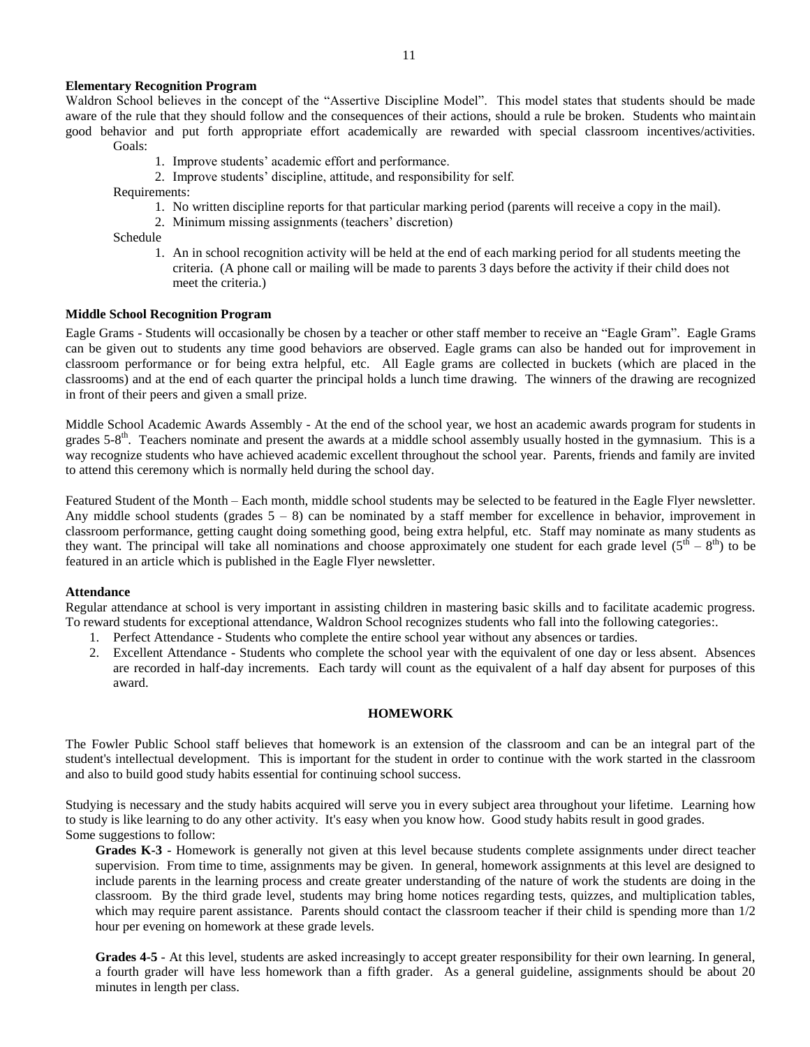**Elementary Recognition Program**

Waldron School believes in the concept of the "Assertive Discipline Model". This model states that students should be made aware of the rule that they should follow and the consequences of their actions, should a rule be broken. Students who maintain good behavior and put forth appropriate effort academically are rewarded with special classroom incentives/activities.

Goals:

1. Improve students' academic effort and performance.
2. Improve students' discipline, attitude, and responsibility for self.

Requirements:

1. No written discipline reports for that particular marking period (parents will receive a copy in the mail).
2. Minimum missing assignments (teachers' discretion)

Schedule

1. An in school recognition activity will be held at the end of each marking period for all students meeting the criteria. (A phone call or mailing will be made to parents 3 days before the activity if their child does not meet the criteria.)

**Middle School Recognition Program**

Eagle Grams - Students will occasionally be chosen by a teacher or other staff member to receive an "Eagle Gram". Eagle Grams can be given out to students any time good behaviors are observed. Eagle grams can also be handed out for improvement in classroom performance or for being extra helpful, etc. All Eagle grams are collected in buckets (which are placed in the classrooms) and at the end of each quarter the principal holds a lunch time drawing. The winners of the drawing are recognized in front of their peers and given a small prize.

Middle School Academic Awards Assembly - At the end of the school year, we host an academic awards program for students in grades 5-8th. Teachers nominate and present the awards at a middle school assembly usually hosted in the gymnasium. This is a way recognize students who have achieved academic excellent throughout the school year. Parents, friends and family are invited to attend this ceremony which is normally held during the school day.

Featured Student of the Month – Each month, middle school students may be selected to be featured in the Eagle Flyer newsletter. Any middle school students (grades 5 – 8) can be nominated by a staff member for excellence in behavior, improvement in classroom performance, getting caught doing something good, being extra helpful, etc. Staff may nominate as many students as they want. The principal will take all nominations and choose approximately one student for each grade level (5th – 8th) to be featured in an article which is published in the Eagle Flyer newsletter.

**Attendance**

Regular attendance at school is very important in assisting children in mastering basic skills and to facilitate academic progress. To reward students for exceptional attendance, Waldron School recognizes students who fall into the following categories:.

1. Perfect Attendance - Students who complete the entire school year without any absences or tardies.
2. Excellent Attendance - Students who complete the school year with the equivalent of one day or less absent. Absences are recorded in half-day increments. Each tardy will count as the equivalent of a half day absent for purposes of this award.

## HOMEWORK

The Fowler Public School staff believes that homework is an extension of the classroom and can be an integral part of the student's intellectual development. This is important for the student in order to continue with the work started in the classroom and also to build good study habits essential for continuing school success.

Studying is necessary and the study habits acquired will serve you in every subject area throughout your lifetime. Learning how to study is like learning to do any other activity. It's easy when you know how. Good study habits result in good grades.
Some suggestions to follow:

**Grades K-3** - Homework is generally not given at this level because students complete assignments under direct teacher supervision. From time to time, assignments may be given. In general, homework assignments at this level are designed to include parents in the learning process and create greater understanding of the nature of work the students are doing in the classroom. By the third grade level, students may bring home notices regarding tests, quizzes, and multiplication tables, which may require parent assistance. Parents should contact the classroom teacher if their child is spending more than 1/2 hour per evening on homework at these grade levels.

**Grades 4-5** - At this level, students are asked increasingly to accept greater responsibility for their own learning. In general, a fourth grader will have less homework than a fifth grader. As a general guideline, assignments should be about 20 minutes in length per class.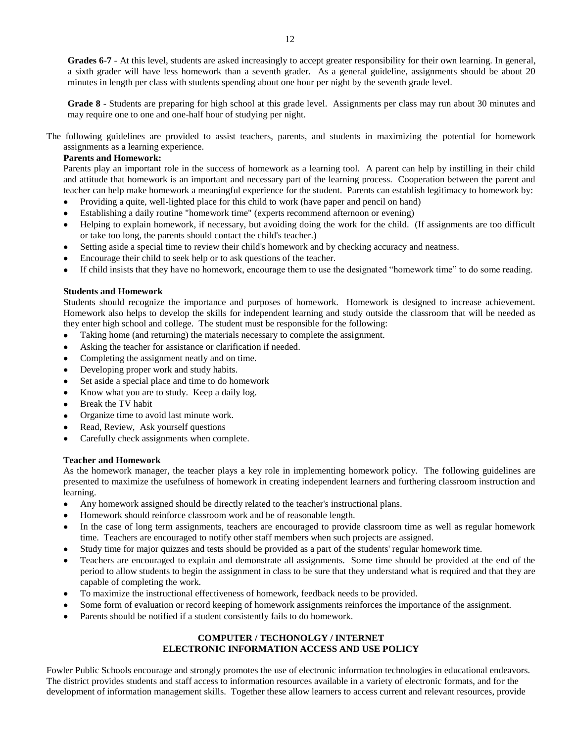**Grades 6-7** - At this level, students are asked increasingly to accept greater responsibility for their own learning. In general, a sixth grader will have less homework than a seventh grader. As a general guideline, assignments should be about 20 minutes in length per class with students spending about one hour per night by the seventh grade level.

**Grade 8** - Students are preparing for high school at this grade level. Assignments per class may run about 30 minutes and may require one to one and one-half hour of studying per night.

The following guidelines are provided to assist teachers, parents, and students in maximizing the potential for homework assignments as a learning experience.

**Parents and Homework:**

Parents play an important role in the success of homework as a learning tool. A parent can help by instilling in their child and attitude that homework is an important and necessary part of the learning process. Cooperation between the parent and teacher can help make homework a meaningful experience for the student. Parents can establish legitimacy to homework by:

- Providing a quite, well-lighted place for this child to work (have paper and pencil on hand)
- Establishing a daily routine "homework time" (experts recommend afternoon or evening)
- Helping to explain homework, if necessary, but avoiding doing the work for the child. (If assignments are too difficult or take too long, the parents should contact the child's teacher.)
- Setting aside a special time to review their child's homework and by checking accuracy and neatness.
- Encourage their child to seek help or to ask questions of the teacher.
- If child insists that they have no homework, encourage them to use the designated "homework time" to do some reading.

**Students and Homework**

Students should recognize the importance and purposes of homework. Homework is designed to increase achievement. Homework also helps to develop the skills for independent learning and study outside the classroom that will be needed as they enter high school and college. The student must be responsible for the following:

- Taking home (and returning) the materials necessary to complete the assignment.
- Asking the teacher for assistance or clarification if needed.
- Completing the assignment neatly and on time.
- Developing proper work and study habits.
- Set aside a special place and time to do homework
- Know what you are to study. Keep a daily log.
- Break the TV habit
- Organize time to avoid last minute work.
- Read, Review, Ask yourself questions
- Carefully check assignments when complete.

**Teacher and Homework**

As the homework manager, the teacher plays a key role in implementing homework policy. The following guidelines are presented to maximize the usefulness of homework in creating independent learners and furthering classroom instruction and learning.

- Any homework assigned should be directly related to the teacher's instructional plans.
- Homework should reinforce classroom work and be of reasonable length.
- In the case of long term assignments, teachers are encouraged to provide classroom time as well as regular homework time. Teachers are encouraged to notify other staff members when such projects are assigned.
- Study time for major quizzes and tests should be provided as a part of the students' regular homework time.
- Teachers are encouraged to explain and demonstrate all assignments. Some time should be provided at the end of the period to allow students to begin the assignment in class to be sure that they understand what is required and that they are capable of completing the work.
- To maximize the instructional effectiveness of homework, feedback needs to be provided.
- Some form of evaluation or record keeping of homework assignments reinforces the importance of the assignment.
- Parents should be notified if a student consistently fails to do homework.

## COMPUTER / TECHONOLGY / INTERNET
## ELECTRONIC INFORMATION ACCESS AND USE POLICY

Fowler Public Schools encourage and strongly promotes the use of electronic information technologies in educational endeavors. The district provides students and staff access to information resources available in a variety of electronic formats, and for the development of information management skills. Together these allow learners to access current and relevant resources, provide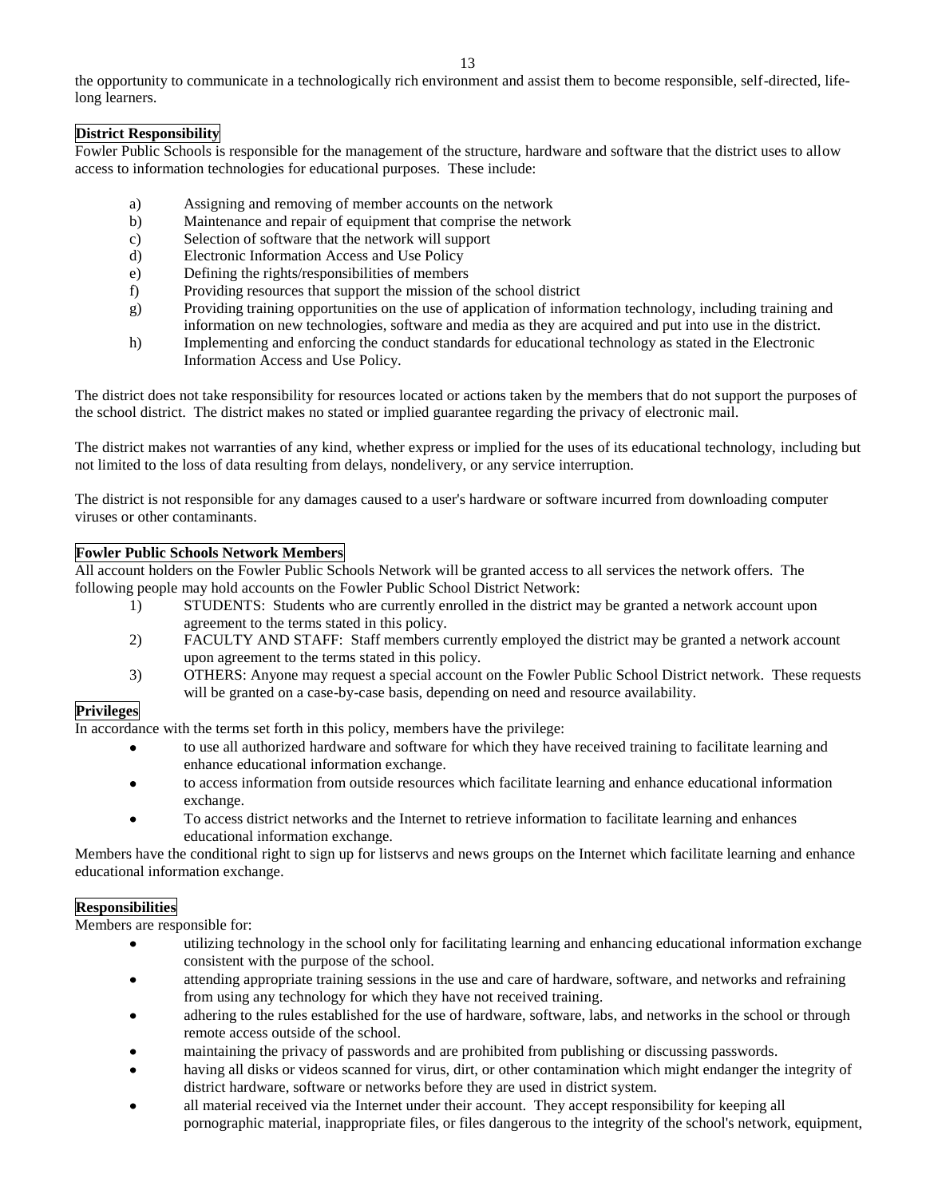the opportunity to communicate in a technologically rich environment and assist them to become responsible, self-directed, life-long learners.

**District Responsibility**

Fowler Public Schools is responsible for the management of the structure, hardware and software that the district uses to allow access to information technologies for educational purposes. These include:

a) Assigning and removing of member accounts on the network
b) Maintenance and repair of equipment that comprise the network
c) Selection of software that the network will support
d) Electronic Information Access and Use Policy
e) Defining the rights/responsibilities of members
f) Providing resources that support the mission of the school district
g) Providing training opportunities on the use of application of information technology, including training and information on new technologies, software and media as they are acquired and put into use in the district.
h) Implementing and enforcing the conduct standards for educational technology as stated in the Electronic Information Access and Use Policy.

The district does not take responsibility for resources located or actions taken by the members that do not support the purposes of the school district. The district makes no stated or implied guarantee regarding the privacy of electronic mail.

The district makes not warranties of any kind, whether express or implied for the uses of its educational technology, including but not limited to the loss of data resulting from delays, nondelivery, or any service interruption.

The district is not responsible for any damages caused to a user's hardware or software incurred from downloading computer viruses or other contaminants.

**Fowler Public Schools Network Members**

All account holders on the Fowler Public Schools Network will be granted access to all services the network offers. The following people may hold accounts on the Fowler Public School District Network:

1) STUDENTS: Students who are currently enrolled in the district may be granted a network account upon agreement to the terms stated in this policy.
2) FACULTY AND STAFF: Staff members currently employed the district may be granted a network account upon agreement to the terms stated in this policy.
3) OTHERS: Anyone may request a special account on the Fowler Public School District network. These requests will be granted on a case-by-case basis, depending on need and resource availability.

**Privileges**

In accordance with the terms set forth in this policy, members have the privilege:

- to use all authorized hardware and software for which they have received training to facilitate learning and enhance educational information exchange.
- to access information from outside resources which facilitate learning and enhance educational information exchange.
- To access district networks and the Internet to retrieve information to facilitate learning and enhances educational information exchange.

Members have the conditional right to sign up for listservs and news groups on the Internet which facilitate learning and enhance educational information exchange.

**Responsibilities**

Members are responsible for:

- utilizing technology in the school only for facilitating learning and enhancing educational information exchange consistent with the purpose of the school.
- attending appropriate training sessions in the use and care of hardware, software, and networks and refraining from using any technology for which they have not received training.
- adhering to the rules established for the use of hardware, software, labs, and networks in the school or through remote access outside of the school.
- maintaining the privacy of passwords and are prohibited from publishing or discussing passwords.
- having all disks or videos scanned for virus, dirt, or other contamination which might endanger the integrity of district hardware, software or networks before they are used in district system.
- all material received via the Internet under their account. They accept responsibility for keeping all pornographic material, inappropriate files, or files dangerous to the integrity of the school's network, equipment,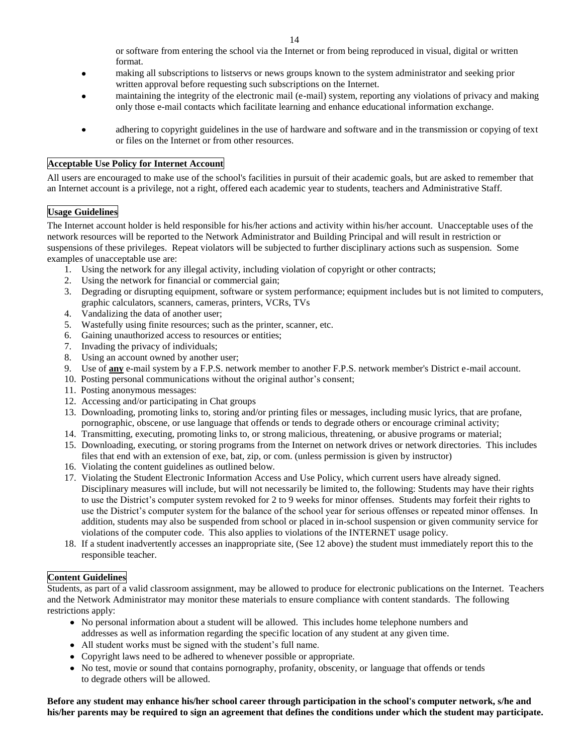or software from entering the school via the Internet or from being reproduced in visual, digital or written format.

- making all subscriptions to listservs or news groups known to the system administrator and seeking prior written approval before requesting such subscriptions on the Internet.
- maintaining the integrity of the electronic mail (e-mail) system, reporting any violations of privacy and making only those e-mail contacts which facilitate learning and enhance educational information exchange.
- adhering to copyright guidelines in the use of hardware and software and in the transmission or copying of text or files on the Internet or from other resources.

**Acceptable Use Policy for Internet Account**

All users are encouraged to make use of the school's facilities in pursuit of their academic goals, but are asked to remember that an Internet account is a privilege, not a right, offered each academic year to students, teachers and Administrative Staff.

**Usage Guidelines**

The Internet account holder is held responsible for his/her actions and activity within his/her account. Unacceptable uses of the network resources will be reported to the Network Administrator and Building Principal and will result in restriction or suspensions of these privileges. Repeat violators will be subjected to further disciplinary actions such as suspension. Some examples of unacceptable use are:

1. Using the network for any illegal activity, including violation of copyright or other contracts;
2. Using the network for financial or commercial gain;
3. Degrading or disrupting equipment, software or system performance; equipment includes but is not limited to computers, graphic calculators, scanners, cameras, printers, VCRs, TVs
4. Vandalizing the data of another user;
5. Wastefully using finite resources; such as the printer, scanner, etc.
6. Gaining unauthorized access to resources or entities;
7. Invading the privacy of individuals;
8. Using an account owned by another user;
9. Use of **any** e-mail system by a F.P.S. network member to another F.P.S. network member's District e-mail account.
10. Posting personal communications without the original author's consent;
11. Posting anonymous messages:
12. Accessing and/or participating in Chat groups
13. Downloading, promoting links to, storing and/or printing files or messages, including music lyrics, that are profane, pornographic, obscene, or use language that offends or tends to degrade others or encourage criminal activity;
14. Transmitting, executing, promoting links to, or strong malicious, threatening, or abusive programs or material;
15. Downloading, executing, or storing programs from the Internet on network drives or network directories. This includes files that end with an extension of exe, bat, zip, or com. (unless permission is given by instructor)
16. Violating the content guidelines as outlined below.
17. Violating the Student Electronic Information Access and Use Policy, which current users have already signed. Disciplinary measures will include, but will not necessarily be limited to, the following: Students may have their rights to use the District's computer system revoked for 2 to 9 weeks for minor offenses. Students may forfeit their rights to use the District's computer system for the balance of the school year for serious offenses or repeated minor offenses. In addition, students may also be suspended from school or placed in in-school suspension or given community service for violations of the computer code. This also applies to violations of the INTERNET usage policy.
18. If a student inadvertently accesses an inappropriate site, (See 12 above) the student must immediately report this to the responsible teacher.

**Content Guidelines**

Students, as part of a valid classroom assignment, may be allowed to produce for electronic publications on the Internet. Teachers and the Network Administrator may monitor these materials to ensure compliance with content standards. The following restrictions apply:

- No personal information about a student will be allowed. This includes home telephone numbers and addresses as well as information regarding the specific location of any student at any given time.
- All student works must be signed with the student's full name.
- Copyright laws need to be adhered to whenever possible or appropriate.
- No test, movie or sound that contains pornography, profanity, obscenity, or language that offends or tends to degrade others will be allowed.

**Before any student may enhance his/her school career through participation in the school's computer network, s/he and his/her parents may be required to sign an agreement that defines the conditions under which the student may participate.**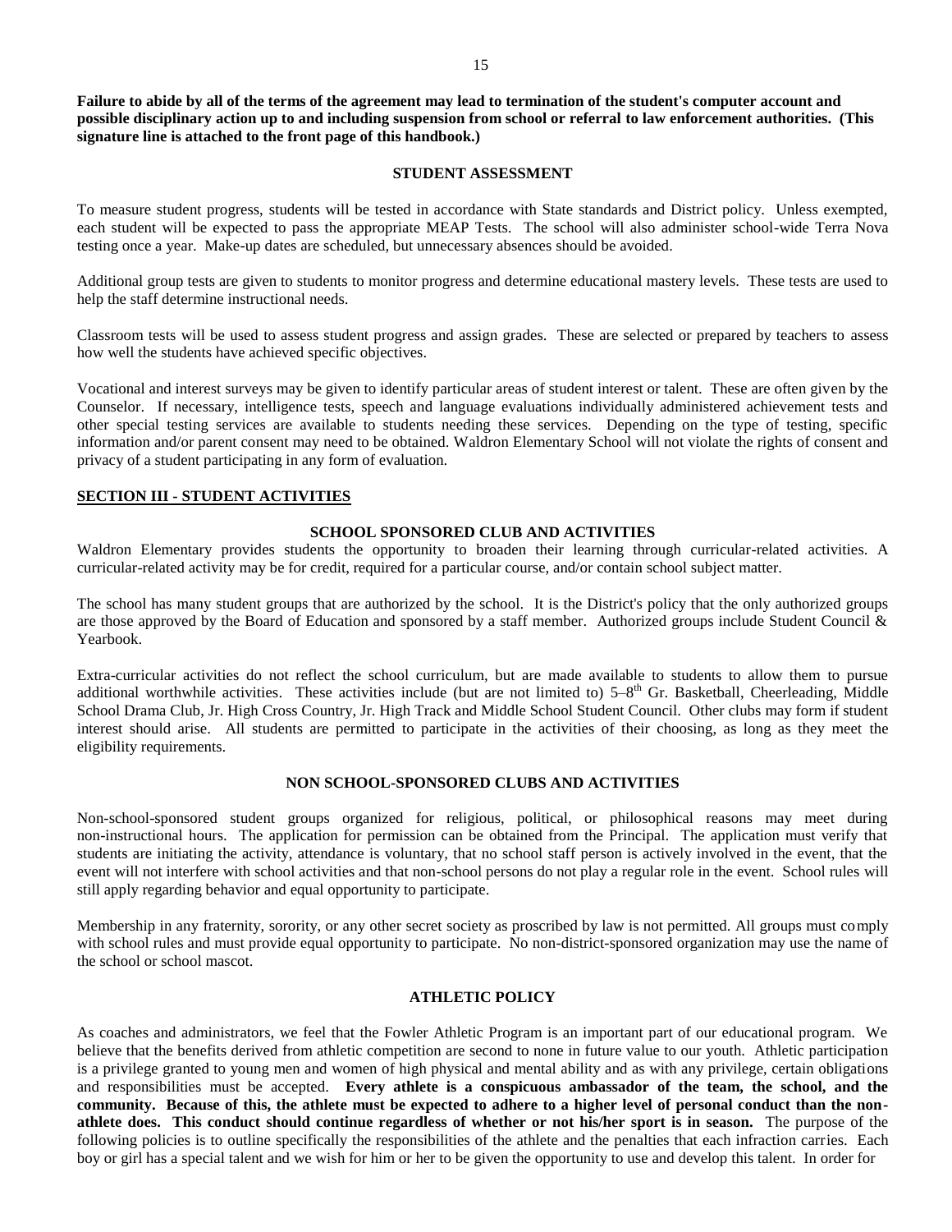**Failure to abide by all of the terms of the agreement may lead to termination of the student's computer account and possible disciplinary action up to and including suspension from school or referral to law enforcement authorities. (This signature line is attached to the front page of this handbook.)**

### STUDENT ASSESSMENT

To measure student progress, students will be tested in accordance with State standards and District policy. Unless exempted, each student will be expected to pass the appropriate MEAP Tests. The school will also administer school-wide Terra Nova testing once a year. Make-up dates are scheduled, but unnecessary absences should be avoided.

Additional group tests are given to students to monitor progress and determine educational mastery levels. These tests are used to help the staff determine instructional needs.

Classroom tests will be used to assess student progress and assign grades. These are selected or prepared by teachers to assess how well the students have achieved specific objectives.

Vocational and interest surveys may be given to identify particular areas of student interest or talent. These are often given by the Counselor. If necessary, intelligence tests, speech and language evaluations individually administered achievement tests and other special testing services are available to students needing these services. Depending on the type of testing, specific information and/or parent consent may need to be obtained. Waldron Elementary School will not violate the rights of consent and privacy of a student participating in any form of evaluation.

## SECTION III - STUDENT ACTIVITIES

### SCHOOL SPONSORED CLUB AND ACTIVITIES

Waldron Elementary provides students the opportunity to broaden their learning through curricular-related activities. A curricular-related activity may be for credit, required for a particular course, and/or contain school subject matter.

The school has many student groups that are authorized by the school. It is the District's policy that the only authorized groups are those approved by the Board of Education and sponsored by a staff member. Authorized groups include Student Council & Yearbook.

Extra-curricular activities do not reflect the school curriculum, but are made available to students to allow them to pursue additional worthwhile activities. These activities include (but are not limited to) 5–8th Gr. Basketball, Cheerleading, Middle School Drama Club, Jr. High Cross Country, Jr. High Track and Middle School Student Council. Other clubs may form if student interest should arise. All students are permitted to participate in the activities of their choosing, as long as they meet the eligibility requirements.

### NON SCHOOL-SPONSORED CLUBS AND ACTIVITIES

Non-school-sponsored student groups organized for religious, political, or philosophical reasons may meet during non-instructional hours. The application for permission can be obtained from the Principal. The application must verify that students are initiating the activity, attendance is voluntary, that no school staff person is actively involved in the event, that the event will not interfere with school activities and that non-school persons do not play a regular role in the event. School rules will still apply regarding behavior and equal opportunity to participate.

Membership in any fraternity, sorority, or any other secret society as proscribed by law is not permitted. All groups must comply with school rules and must provide equal opportunity to participate. No non-district-sponsored organization may use the name of the school or school mascot.

### ATHLETIC POLICY

As coaches and administrators, we feel that the Fowler Athletic Program is an important part of our educational program. We believe that the benefits derived from athletic competition are second to none in future value to our youth. Athletic participation is a privilege granted to young men and women of high physical and mental ability and as with any privilege, certain obligations and responsibilities must be accepted. **Every athlete is a conspicuous ambassador of the team, the school, and the community. Because of this, the athlete must be expected to adhere to a higher level of personal conduct than the non-athlete does. This conduct should continue regardless of whether or not his/her sport is in season.** The purpose of the following policies is to outline specifically the responsibilities of the athlete and the penalties that each infraction carries. Each boy or girl has a special talent and we wish for him or her to be given the opportunity to use and develop this talent. In order for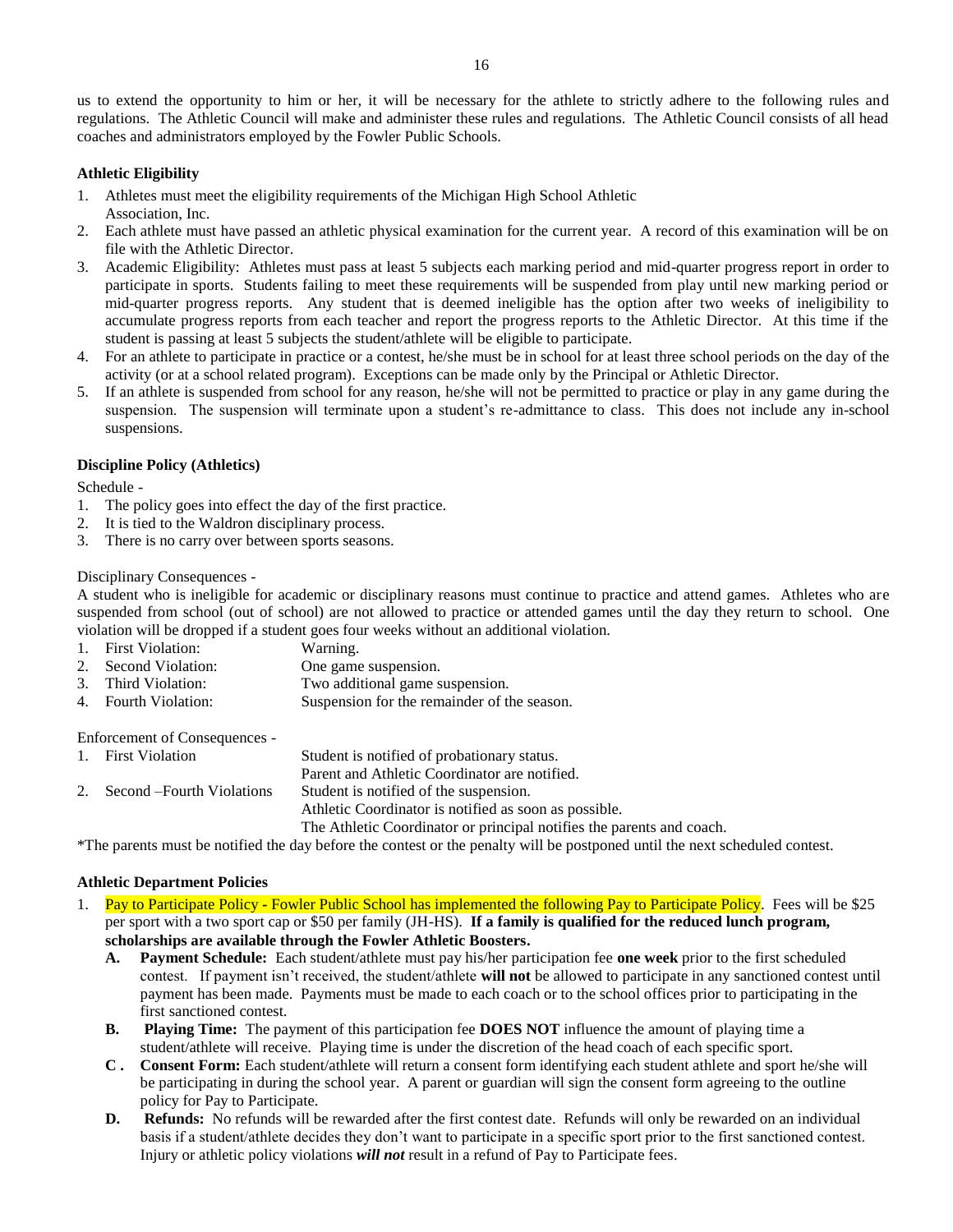us to extend the opportunity to him or her, it will be necessary for the athlete to strictly adhere to the following rules and regulations. The Athletic Council will make and administer these rules and regulations. The Athletic Council consists of all head coaches and administrators employed by the Fowler Public Schools.

**Athletic Eligibility**

1. Athletes must meet the eligibility requirements of the Michigan High School Athletic Association, Inc.
2. Each athlete must have passed an athletic physical examination for the current year. A record of this examination will be on file with the Athletic Director.
3. Academic Eligibility: Athletes must pass at least 5 subjects each marking period and mid-quarter progress report in order to participate in sports. Students failing to meet these requirements will be suspended from play until new marking period or mid-quarter progress reports. Any student that is deemed ineligible has the option after two weeks of ineligibility to accumulate progress reports from each teacher and report the progress reports to the Athletic Director. At this time if the student is passing at least 5 subjects the student/athlete will be eligible to participate.
4. For an athlete to participate in practice or a contest, he/she must be in school for at least three school periods on the day of the activity (or at a school related program). Exceptions can be made only by the Principal or Athletic Director.
5. If an athlete is suspended from school for any reason, he/she will not be permitted to practice or play in any game during the suspension. The suspension will terminate upon a student's re-admittance to class. This does not include any in-school suspensions.

**Discipline Policy (Athletics)**

Schedule -

1. The policy goes into effect the day of the first practice.
2. It is tied to the Waldron disciplinary process.
3. There is no carry over between sports seasons.

Disciplinary Consequences -

A student who is ineligible for academic or disciplinary reasons must continue to practice and attend games. Athletes who are suspended from school (out of school) are not allowed to practice or attended games until the day they return to school. One violation will be dropped if a student goes four weeks without an additional violation.

| | |
|---|---|
| 1. First Violation: | Warning. |
| 2. Second Violation: | One game suspension. |
| 3. Third Violation: | Two additional game suspension. |
| 4. Fourth Violation: | Suspension for the remainder of the season. |

Enforcement of Consequences -

| | |
|---|---|
| 1. First Violation | Student is notified of probationary status.<br>Parent and Athletic Coordinator are notified. |
| 2. Second –Fourth Violations | Student is notified of the suspension.<br>Athletic Coordinator is notified as soon as possible.<br>The Athletic Coordinator or principal notifies the parents and coach. |

*The parents must be notified the day before the contest or the penalty will be postponed until the next scheduled contest.

**Athletic Department Policies**

1. Pay to Participate Policy - Fowler Public School has implemented the following Pay to Participate Policy. Fees will be $25 per sport with a two sport cap or $50 per family (JH-HS). **If a family is qualified for the reduced lunch program, scholarships are available through the Fowler Athletic Boosters.**
   - **A. Payment Schedule:** Each student/athlete must pay his/her participation fee **one week** prior to the first scheduled contest. If payment isn't received, the student/athlete **will not** be allowed to participate in any sanctioned contest until payment has been made. Payments must be made to each coach or to the school offices prior to participating in the first sanctioned contest.
   - **B. Playing Time:** The payment of this participation fee **DOES NOT** influence the amount of playing time a student/athlete will receive. Playing time is under the discretion of the head coach of each specific sport.
   - **C . Consent Form:** Each student/athlete will return a consent form identifying each student athlete and sport he/she will be participating in during the school year. A parent or guardian will sign the consent form agreeing to the outline policy for Pay to Participate.
   - **D. Refunds:** No refunds will be rewarded after the first contest date. Refunds will only be rewarded on an individual basis if a student/athlete decides they don't want to participate in a specific sport prior to the first sanctioned contest. Injury or athletic policy violations ***will not*** result in a refund of Pay to Participate fees.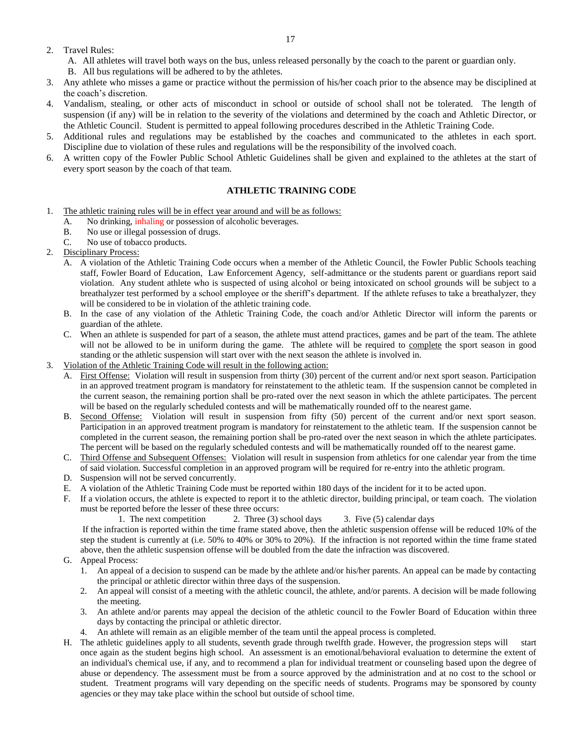2. Travel Rules:
   A. All athletes will travel both ways on the bus, unless released personally by the coach to the parent or guardian only.
   B. All bus regulations will be adhered to by the athletes.
3. Any athlete who misses a game or practice without the permission of his/her coach prior to the absence may be disciplined at the coach's discretion.
4. Vandalism, stealing, or other acts of misconduct in school or outside of school shall not be tolerated. The length of suspension (if any) will be in relation to the severity of the violations and determined by the coach and Athletic Director, or the Athletic Council. Student is permitted to appeal following procedures described in the Athletic Training Code.
5. Additional rules and regulations may be established by the coaches and communicated to the athletes in each sport. Discipline due to violation of these rules and regulations will be the responsibility of the involved coach.
6. A written copy of the Fowler Public School Athletic Guidelines shall be given and explained to the athletes at the start of every sport season by the coach of that team.

## ATHLETIC TRAINING CODE

1. <u>The athletic training rules will be in effect year around and will be as follows:</u>
   A. No drinking, inhaling or possession of alcoholic beverages.
   B. No use or illegal possession of drugs.
   C. No use of tobacco products.
2. <u>Disciplinary Process:</u>
   A. A violation of the Athletic Training Code occurs when a member of the Athletic Council, the Fowler Public Schools teaching staff, Fowler Board of Education, Law Enforcement Agency, self-admittance or the students parent or guardians report said violation. Any student athlete who is suspected of using alcohol or being intoxicated on school grounds will be subject to a breathalyzer test performed by a school employee or the sheriff's department. If the athlete refuses to take a breathalyzer, they will be considered to be in violation of the athletic training code.
   B. In the case of any violation of the Athletic Training Code, the coach and/or Athletic Director will inform the parents or guardian of the athlete.
   C. When an athlete is suspended for part of a season, the athlete must attend practices, games and be part of the team. The athlete will not be allowed to be in uniform during the game. The athlete will be required to <u>complete</u> the sport season in good standing or the athletic suspension will start over with the next season the athlete is involved in.
3. <u>Violation of the Athletic Training Code will result in the following action:</u>
   A. <u>First Offense:</u> Violation will result in suspension from thirty (30) percent of the current and/or next sport season. Participation in an approved treatment program is mandatory for reinstatement to the athletic team. If the suspension cannot be completed in the current season, the remaining portion shall be pro-rated over the next season in which the athlete participates. The percent will be based on the regularly scheduled contests and will be mathematically rounded off to the nearest game.
   B. <u>Second Offense:</u> Violation will result in suspension from fifty (50) percent of the current and/or next sport season. Participation in an approved treatment program is mandatory for reinstatement to the athletic team. If the suspension cannot be completed in the current season, the remaining portion shall be pro-rated over the next season in which the athlete participates. The percent will be based on the regularly scheduled contests and will be mathematically rounded off to the nearest game.
   C. <u>Third Offense and Subsequent Offenses:</u> Violation will result in suspension from athletics for one calendar year from the time of said violation. Successful completion in an approved program will be required for re-entry into the athletic program.
   D. Suspension will not be served concurrently.
   E. A violation of the Athletic Training Code must be reported within 180 days of the incident for it to be acted upon.
   F. If a violation occurs, the athlete is expected to report it to the athletic director, building principal, or team coach. The violation must be reported before the lesser of these three occurs:
      1. The next competition 2. Three (3) school days 3. Five (5) calendar days

      If the infraction is reported within the time frame stated above, then the athletic suspension offense will be reduced 10% of the step the student is currently at (i.e. 50% to 40% or 30% to 20%). If the infraction is not reported within the time frame stated above, then the athletic suspension offense will be doubled from the date the infraction was discovered.
   G. Appeal Process:
      1. An appeal of a decision to suspend can be made by the athlete and/or his/her parents. An appeal can be made by contacting the principal or athletic director within three days of the suspension.
      2. An appeal will consist of a meeting with the athletic council, the athlete, and/or parents. A decision will be made following the meeting.
      3. An athlete and/or parents may appeal the decision of the athletic council to the Fowler Board of Education within three days by contacting the principal or athletic director.
      4. An athlete will remain as an eligible member of the team until the appeal process is completed.
   H. The athletic guidelines apply to all students, seventh grade through twelfth grade. However, the progression steps will start once again as the student begins high school. An assessment is an emotional/behavioral evaluation to determine the extent of an individual's chemical use, if any, and to recommend a plan for individual treatment or counseling based upon the degree of abuse or dependency. The assessment must be from a source approved by the administration and at no cost to the school or student. Treatment programs will vary depending on the specific needs of students. Programs may be sponsored by county agencies or they may take place within the school but outside of school time.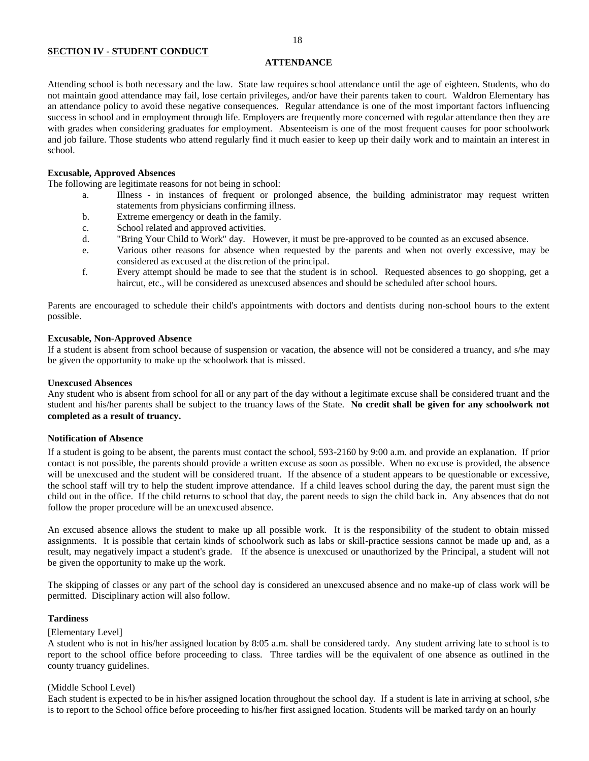**SECTION IV - STUDENT CONDUCT**

## ATTENDANCE

Attending school is both necessary and the law. State law requires school attendance until the age of eighteen. Students, who do not maintain good attendance may fail, lose certain privileges, and/or have their parents taken to court. Waldron Elementary has an attendance policy to avoid these negative consequences. Regular attendance is one of the most important factors influencing success in school and in employment through life. Employers are frequently more concerned with regular attendance then they are with grades when considering graduates for employment. Absenteeism is one of the most frequent causes for poor schoolwork and job failure. Those students who attend regularly find it much easier to keep up their daily work and to maintain an interest in school.

### Excusable, Approved Absences

The following are legitimate reasons for not being in school:

a. Illness - in instances of frequent or prolonged absence, the building administrator may request written statements from physicians confirming illness.
b. Extreme emergency or death in the family.
c. School related and approved activities.
d. "Bring Your Child to Work" day. However, it must be pre-approved to be counted as an excused absence.
e. Various other reasons for absence when requested by the parents and when not overly excessive, may be considered as excused at the discretion of the principal.
f. Every attempt should be made to see that the student is in school. Requested absences to go shopping, get a haircut, etc., will be considered as unexcused absences and should be scheduled after school hours.

Parents are encouraged to schedule their child's appointments with doctors and dentists during non-school hours to the extent possible.

### Excusable, Non-Approved Absence

If a student is absent from school because of suspension or vacation, the absence will not be considered a truancy, and s/he may be given the opportunity to make up the schoolwork that is missed.

### Unexcused Absences

Any student who is absent from school for all or any part of the day without a legitimate excuse shall be considered truant and the student and his/her parents shall be subject to the truancy laws of the State. **No credit shall be given for any schoolwork not completed as a result of truancy.**

### Notification of Absence

If a student is going to be absent, the parents must contact the school, 593-2160 by 9:00 a.m. and provide an explanation. If prior contact is not possible, the parents should provide a written excuse as soon as possible. When no excuse is provided, the absence will be unexcused and the student will be considered truant. If the absence of a student appears to be questionable or excessive, the school staff will try to help the student improve attendance. If a child leaves school during the day, the parent must sign the child out in the office. If the child returns to school that day, the parent needs to sign the child back in. Any absences that do not follow the proper procedure will be an unexcused absence.

An excused absence allows the student to make up all possible work. It is the responsibility of the student to obtain missed assignments. It is possible that certain kinds of schoolwork such as labs or skill-practice sessions cannot be made up and, as a result, may negatively impact a student's grade. If the absence is unexcused or unauthorized by the Principal, a student will not be given the opportunity to make up the work.

The skipping of classes or any part of the school day is considered an unexcused absence and no make-up of class work will be permitted. Disciplinary action will also follow.

### Tardiness

[Elementary Level]

A student who is not in his/her assigned location by 8:05 a.m. shall be considered tardy. Any student arriving late to school is to report to the school office before proceeding to class. Three tardies will be the equivalent of one absence as outlined in the county truancy guidelines.

(Middle School Level)

Each student is expected to be in his/her assigned location throughout the school day. If a student is late in arriving at school, s/he is to report to the School office before proceeding to his/her first assigned location. Students will be marked tardy on an hourly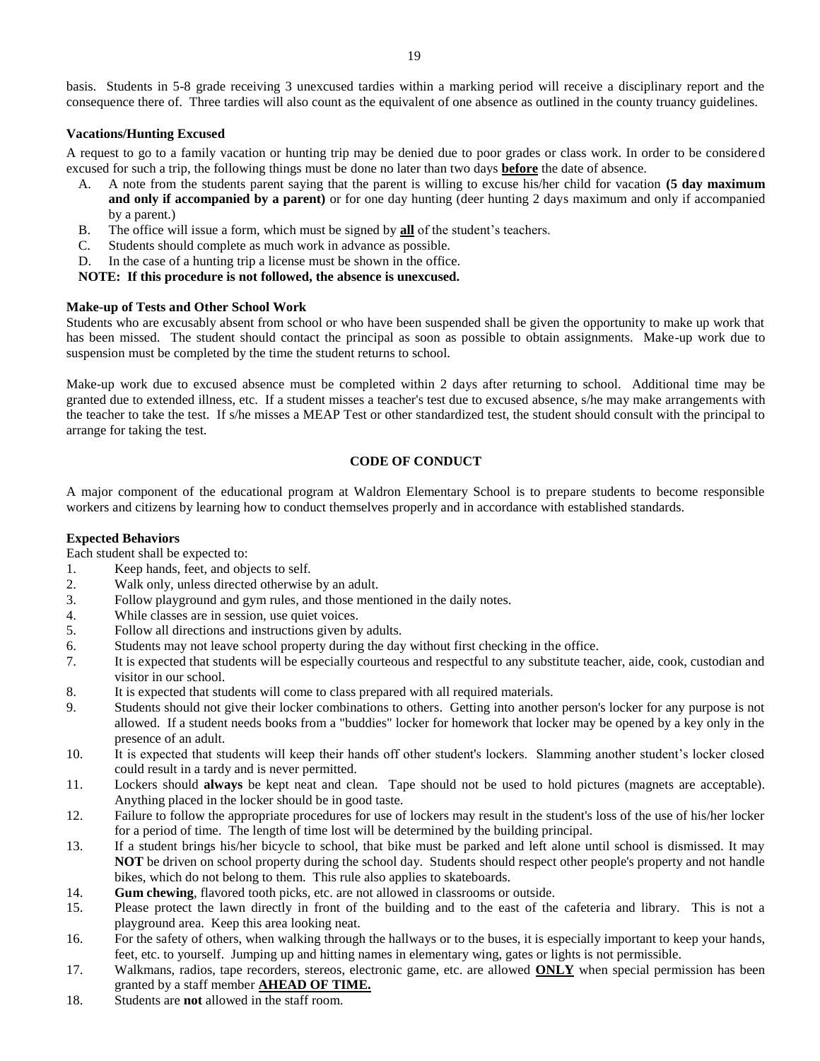basis. Students in 5-8 grade receiving 3 unexcused tardies within a marking period will receive a disciplinary report and the consequence there of. Three tardies will also count as the equivalent of one absence as outlined in the county truancy guidelines.

**Vacations/Hunting Excused**

A request to go to a family vacation or hunting trip may be denied due to poor grades or class work. In order to be considered excused for such a trip, the following things must be done no later than two days **before** the date of absence.

A. A note from the students parent saying that the parent is willing to excuse his/her child for vacation **(5 day maximum and only if accompanied by a parent)** or for one day hunting (deer hunting 2 days maximum and only if accompanied by a parent.)
B. The office will issue a form, which must be signed by **all** of the student's teachers.
C. Students should complete as much work in advance as possible.
D. In the case of a hunting trip a license must be shown in the office.

**NOTE: If this procedure is not followed, the absence is unexcused.**

**Make-up of Tests and Other School Work**

Students who are excusably absent from school or who have been suspended shall be given the opportunity to make up work that has been missed. The student should contact the principal as soon as possible to obtain assignments. Make-up work due to suspension must be completed by the time the student returns to school.

Make-up work due to excused absence must be completed within 2 days after returning to school. Additional time may be granted due to extended illness, etc. If a student misses a teacher's test due to excused absence, s/he may make arrangements with the teacher to take the test. If s/he misses a MEAP Test or other standardized test, the student should consult with the principal to arrange for taking the test.

## CODE OF CONDUCT

A major component of the educational program at Waldron Elementary School is to prepare students to become responsible workers and citizens by learning how to conduct themselves properly and in accordance with established standards.

**Expected Behaviors**

Each student shall be expected to:

1. Keep hands, feet, and objects to self.
2. Walk only, unless directed otherwise by an adult.
3. Follow playground and gym rules, and those mentioned in the daily notes.
4. While classes are in session, use quiet voices.
5. Follow all directions and instructions given by adults.
6. Students may not leave school property during the day without first checking in the office.
7. It is expected that students will be especially courteous and respectful to any substitute teacher, aide, cook, custodian and visitor in our school.
8. It is expected that students will come to class prepared with all required materials.
9. Students should not give their locker combinations to others. Getting into another person's locker for any purpose is not allowed. If a student needs books from a "buddies" locker for homework that locker may be opened by a key only in the presence of an adult.
10. It is expected that students will keep their hands off other student's lockers. Slamming another student's locker closed could result in a tardy and is never permitted.
11. Lockers should **always** be kept neat and clean. Tape should not be used to hold pictures (magnets are acceptable). Anything placed in the locker should be in good taste.
12. Failure to follow the appropriate procedures for use of lockers may result in the student's loss of the use of his/her locker for a period of time. The length of time lost will be determined by the building principal.
13. If a student brings his/her bicycle to school, that bike must be parked and left alone until school is dismissed. It may **NOT** be driven on school property during the school day. Students should respect other people's property and not handle bikes, which do not belong to them. This rule also applies to skateboards.
14. **Gum chewing**, flavored tooth picks, etc. are not allowed in classrooms or outside.
15. Please protect the lawn directly in front of the building and to the east of the cafeteria and library. This is not a playground area. Keep this area looking neat.
16. For the safety of others, when walking through the hallways or to the buses, it is especially important to keep your hands, feet, etc. to yourself. Jumping up and hitting names in elementary wing, gates or lights is not permissible.
17. Walkmans, radios, tape recorders, stereos, electronic game, etc. are allowed **<u>ONLY</u>** when special permission has been granted by a staff member **<u>AHEAD OF TIME.</u>**
18. Students are **not** allowed in the staff room.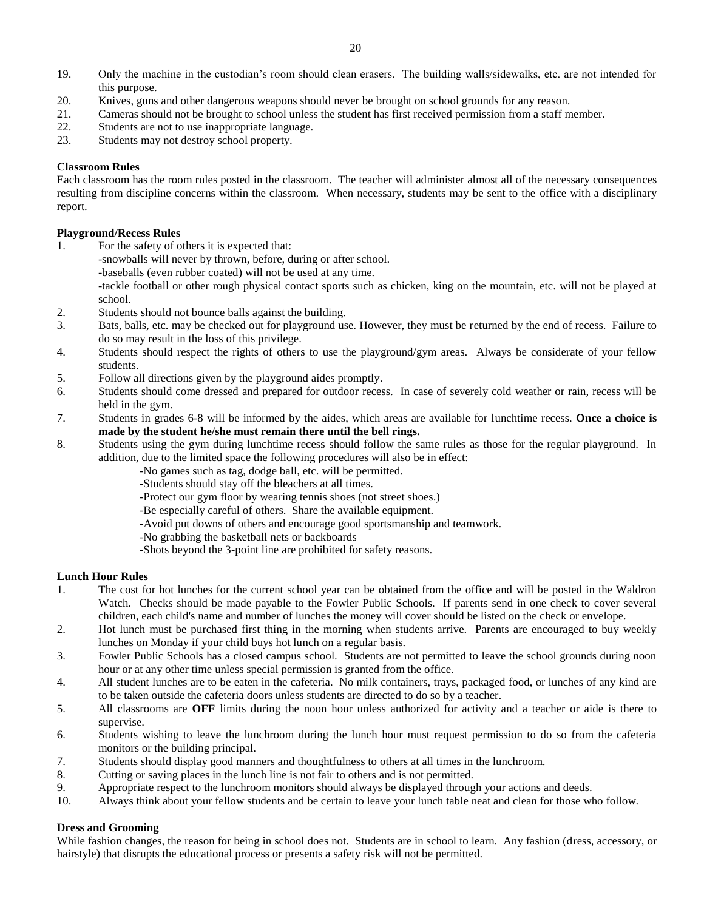19. Only the machine in the custodian's room should clean erasers. The building walls/sidewalks, etc. are not intended for this purpose.
20. Knives, guns and other dangerous weapons should never be brought on school grounds for any reason.
21. Cameras should not be brought to school unless the student has first received permission from a staff member.
22. Students are not to use inappropriate language.
23. Students may not destroy school property.

**Classroom Rules**

Each classroom has the room rules posted in the classroom. The teacher will administer almost all of the necessary consequences resulting from discipline concerns within the classroom. When necessary, students may be sent to the office with a disciplinary report.

**Playground/Recess Rules**

1. For the safety of others it is expected that:
   -snowballs will never by thrown, before, during or after school.
   -baseballs (even rubber coated) will not be used at any time.
   -tackle football or other rough physical contact sports such as chicken, king on the mountain, etc. will not be played at school.
2. Students should not bounce balls against the building.
3. Bats, balls, etc. may be checked out for playground use. However, they must be returned by the end of recess. Failure to do so may result in the loss of this privilege.
4. Students should respect the rights of others to use the playground/gym areas. Always be considerate of your fellow students.
5. Follow all directions given by the playground aides promptly.
6. Students should come dressed and prepared for outdoor recess. In case of severely cold weather or rain, recess will be held in the gym.
7. Students in grades 6-8 will be informed by the aides, which areas are available for lunchtime recess. **Once a choice is made by the student he/she must remain there until the bell rings.**
8. Students using the gym during lunchtime recess should follow the same rules as those for the regular playground. In addition, due to the limited space the following procedures will also be in effect:
   -No games such as tag, dodge ball, etc. will be permitted.
   -Students should stay off the bleachers at all times.
   -Protect our gym floor by wearing tennis shoes (not street shoes.)
   -Be especially careful of others. Share the available equipment.
   -Avoid put downs of others and encourage good sportsmanship and teamwork.
   -No grabbing the basketball nets or backboards
   -Shots beyond the 3-point line are prohibited for safety reasons.

**Lunch Hour Rules**

1. The cost for hot lunches for the current school year can be obtained from the office and will be posted in the Waldron Watch. Checks should be made payable to the Fowler Public Schools. If parents send in one check to cover several children, each child's name and number of lunches the money will cover should be listed on the check or envelope.
2. Hot lunch must be purchased first thing in the morning when students arrive. Parents are encouraged to buy weekly lunches on Monday if your child buys hot lunch on a regular basis.
3. Fowler Public Schools has a closed campus school. Students are not permitted to leave the school grounds during noon hour or at any other time unless special permission is granted from the office.
4. All student lunches are to be eaten in the cafeteria. No milk containers, trays, packaged food, or lunches of any kind are to be taken outside the cafeteria doors unless students are directed to do so by a teacher.
5. All classrooms are **OFF** limits during the noon hour unless authorized for activity and a teacher or aide is there to supervise.
6. Students wishing to leave the lunchroom during the lunch hour must request permission to do so from the cafeteria monitors or the building principal.
7. Students should display good manners and thoughtfulness to others at all times in the lunchroom.
8. Cutting or saving places in the lunch line is not fair to others and is not permitted.
9. Appropriate respect to the lunchroom monitors should always be displayed through your actions and deeds.
10. Always think about your fellow students and be certain to leave your lunch table neat and clean for those who follow.

**Dress and Grooming**

While fashion changes, the reason for being in school does not. Students are in school to learn. Any fashion (dress, accessory, or hairstyle) that disrupts the educational process or presents a safety risk will not be permitted.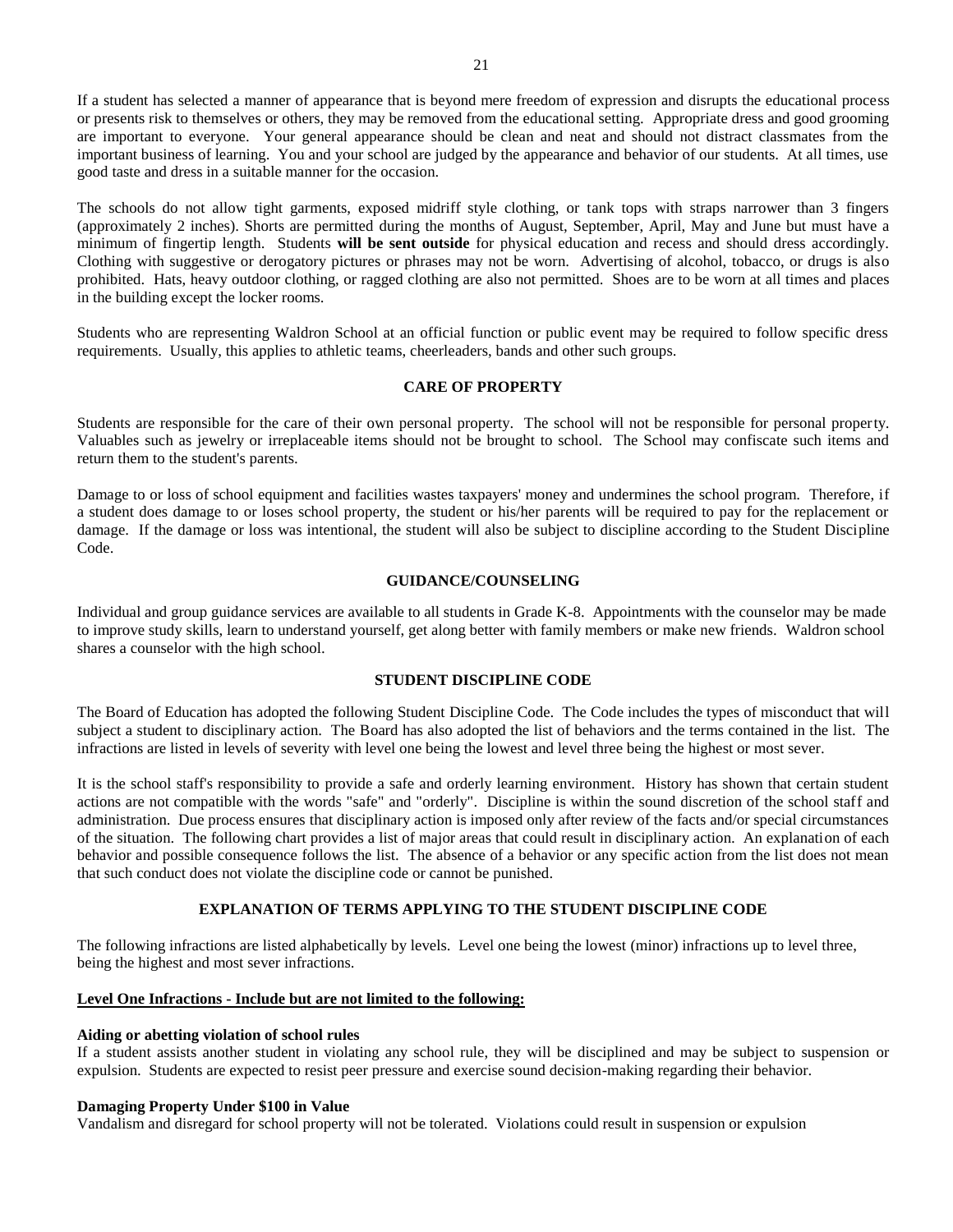If a student has selected a manner of appearance that is beyond mere freedom of expression and disrupts the educational process or presents risk to themselves or others, they may be removed from the educational setting. Appropriate dress and good grooming are important to everyone. Your general appearance should be clean and neat and should not distract classmates from the important business of learning. You and your school are judged by the appearance and behavior of our students. At all times, use good taste and dress in a suitable manner for the occasion.

The schools do not allow tight garments, exposed midriff style clothing, or tank tops with straps narrower than 3 fingers (approximately 2 inches). Shorts are permitted during the months of August, September, April, May and June but must have a minimum of fingertip length. Students **will be sent outside** for physical education and recess and should dress accordingly. Clothing with suggestive or derogatory pictures or phrases may not be worn. Advertising of alcohol, tobacco, or drugs is also prohibited. Hats, heavy outdoor clothing, or ragged clothing are also not permitted. Shoes are to be worn at all times and places in the building except the locker rooms.

Students who are representing Waldron School at an official function or public event may be required to follow specific dress requirements. Usually, this applies to athletic teams, cheerleaders, bands and other such groups.

## CARE OF PROPERTY

Students are responsible for the care of their own personal property. The school will not be responsible for personal property. Valuables such as jewelry or irreplaceable items should not be brought to school. The School may confiscate such items and return them to the student's parents.

Damage to or loss of school equipment and facilities wastes taxpayers' money and undermines the school program. Therefore, if a student does damage to or loses school property, the student or his/her parents will be required to pay for the replacement or damage. If the damage or loss was intentional, the student will also be subject to discipline according to the Student Discipline Code.

## GUIDANCE/COUNSELING

Individual and group guidance services are available to all students in Grade K-8. Appointments with the counselor may be made to improve study skills, learn to understand yourself, get along better with family members or make new friends. Waldron school shares a counselor with the high school.

## STUDENT DISCIPLINE CODE

The Board of Education has adopted the following Student Discipline Code. The Code includes the types of misconduct that will subject a student to disciplinary action. The Board has also adopted the list of behaviors and the terms contained in the list. The infractions are listed in levels of severity with level one being the lowest and level three being the highest or most sever.

It is the school staff's responsibility to provide a safe and orderly learning environment. History has shown that certain student actions are not compatible with the words "safe" and "orderly". Discipline is within the sound discretion of the school staff and administration. Due process ensures that disciplinary action is imposed only after review of the facts and/or special circumstances of the situation. The following chart provides a list of major areas that could result in disciplinary action. An explanation of each behavior and possible consequence follows the list. The absence of a behavior or any specific action from the list does not mean that such conduct does not violate the discipline code or cannot be punished.

## EXPLANATION OF TERMS APPLYING TO THE STUDENT DISCIPLINE CODE

The following infractions are listed alphabetically by levels. Level one being the lowest (minor) infractions up to level three, being the highest and most sever infractions.

### Level One Infractions - Include but are not limited to the following:

**Aiding or abetting violation of school rules**
If a student assists another student in violating any school rule, they will be disciplined and may be subject to suspension or expulsion. Students are expected to resist peer pressure and exercise sound decision-making regarding their behavior.

**Damaging Property Under $100 in Value**
Vandalism and disregard for school property will not be tolerated. Violations could result in suspension or expulsion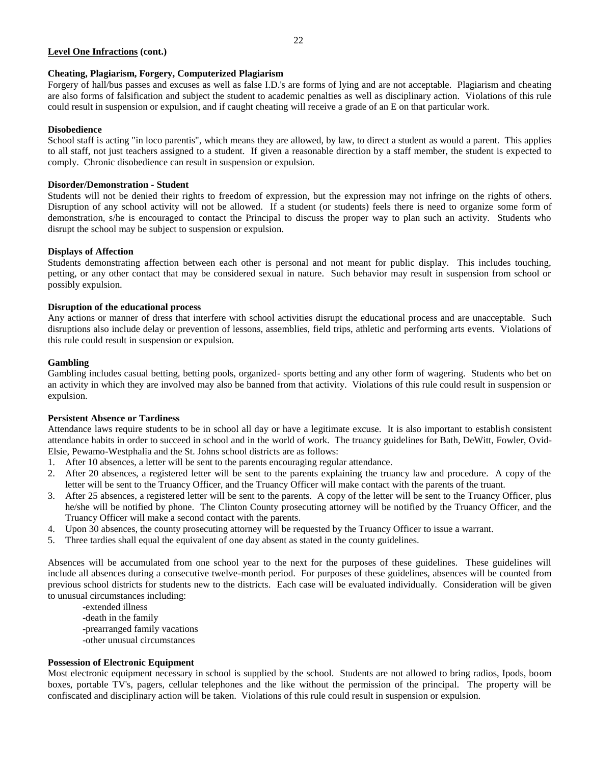**Level One Infractions (cont.)**

**Cheating, Plagiarism, Forgery, Computerized Plagiarism**

Forgery of hall/bus passes and excuses as well as false I.D.'s are forms of lying and are not acceptable. Plagiarism and cheating are also forms of falsification and subject the student to academic penalties as well as disciplinary action. Violations of this rule could result in suspension or expulsion, and if caught cheating will receive a grade of an E on that particular work.

**Disobedience**

School staff is acting "in loco parentis", which means they are allowed, by law, to direct a student as would a parent. This applies to all staff, not just teachers assigned to a student. If given a reasonable direction by a staff member, the student is expected to comply. Chronic disobedience can result in suspension or expulsion.

**Disorder/Demonstration - Student**

Students will not be denied their rights to freedom of expression, but the expression may not infringe on the rights of others. Disruption of any school activity will not be allowed. If a student (or students) feels there is need to organize some form of demonstration, s/he is encouraged to contact the Principal to discuss the proper way to plan such an activity. Students who disrupt the school may be subject to suspension or expulsion.

**Displays of Affection**

Students demonstrating affection between each other is personal and not meant for public display. This includes touching, petting, or any other contact that may be considered sexual in nature. Such behavior may result in suspension from school or possibly expulsion.

**Disruption of the educational process**

Any actions or manner of dress that interfere with school activities disrupt the educational process and are unacceptable. Such disruptions also include delay or prevention of lessons, assemblies, field trips, athletic and performing arts events. Violations of this rule could result in suspension or expulsion.

**Gambling**

Gambling includes casual betting, betting pools, organized- sports betting and any other form of wagering. Students who bet on an activity in which they are involved may also be banned from that activity. Violations of this rule could result in suspension or expulsion.

**Persistent Absence or Tardiness**

Attendance laws require students to be in school all day or have a legitimate excuse. It is also important to establish consistent attendance habits in order to succeed in school and in the world of work. The truancy guidelines for Bath, DeWitt, Fowler, Ovid-Elsie, Pewamo-Westphalia and the St. Johns school districts are as follows:

1. After 10 absences, a letter will be sent to the parents encouraging regular attendance.
2. After 20 absences, a registered letter will be sent to the parents explaining the truancy law and procedure. A copy of the letter will be sent to the Truancy Officer, and the Truancy Officer will make contact with the parents of the truant.
3. After 25 absences, a registered letter will be sent to the parents. A copy of the letter will be sent to the Truancy Officer, plus he/she will be notified by phone. The Clinton County prosecuting attorney will be notified by the Truancy Officer, and the Truancy Officer will make a second contact with the parents.
4. Upon 30 absences, the county prosecuting attorney will be requested by the Truancy Officer to issue a warrant.
5. Three tardies shall equal the equivalent of one day absent as stated in the county guidelines.

Absences will be accumulated from one school year to the next for the purposes of these guidelines. These guidelines will include all absences during a consecutive twelve-month period. For purposes of these guidelines, absences will be counted from previous school districts for students new to the districts. Each case will be evaluated individually. Consideration will be given to unusual circumstances including:

-extended illness
-death in the family
-prearranged family vacations
-other unusual circumstances

**Possession of Electronic Equipment**

Most electronic equipment necessary in school is supplied by the school. Students are not allowed to bring radios, Ipods, boom boxes, portable TV's, pagers, cellular telephones and the like without the permission of the principal. The property will be confiscated and disciplinary action will be taken. Violations of this rule could result in suspension or expulsion.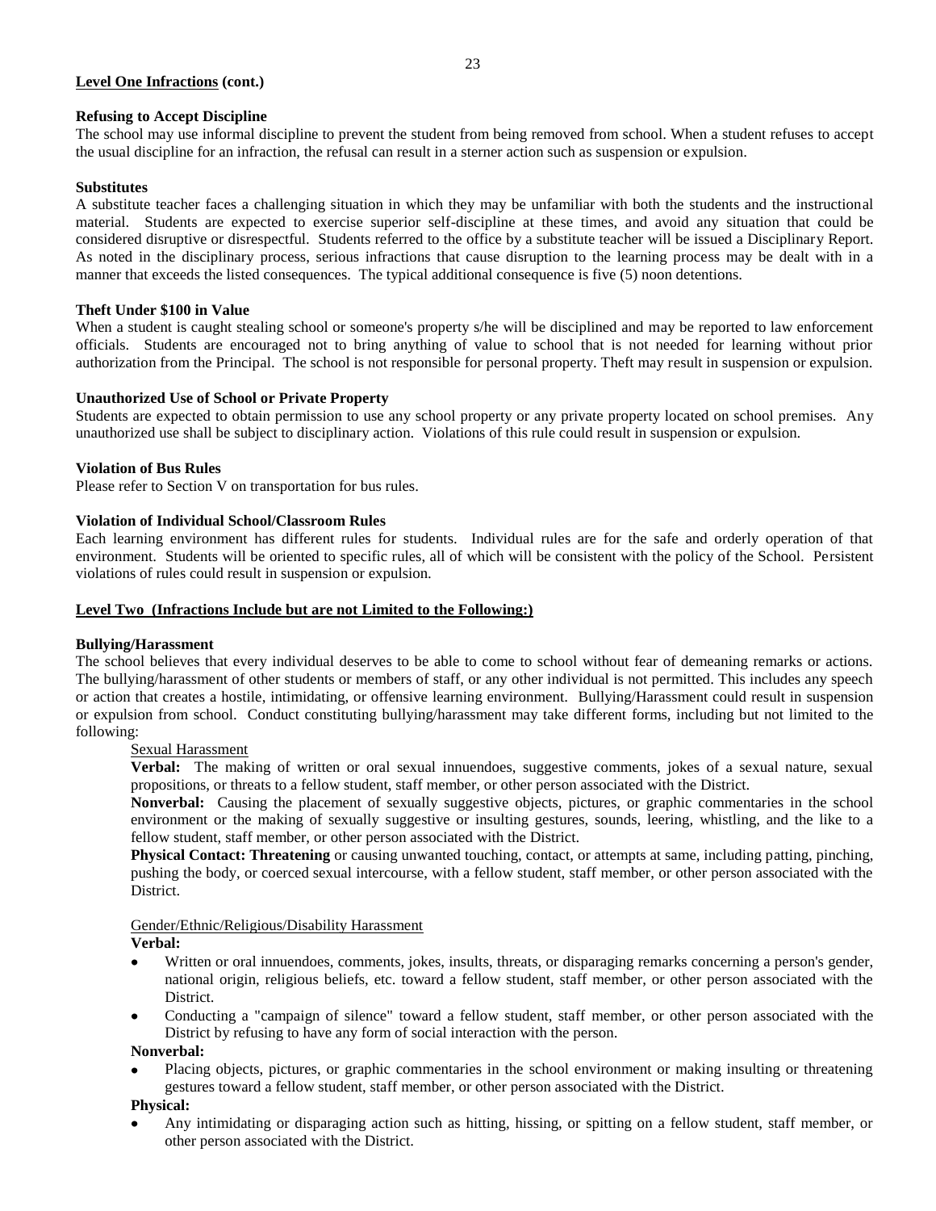**<u>Level One Infractions</u> (cont.)**

**Refusing to Accept Discipline**

The school may use informal discipline to prevent the student from being removed from school. When a student refuses to accept the usual discipline for an infraction, the refusal can result in a sterner action such as suspension or expulsion.

**Substitutes**

A substitute teacher faces a challenging situation in which they may be unfamiliar with both the students and the instructional material. Students are expected to exercise superior self-discipline at these times, and avoid any situation that could be considered disruptive or disrespectful. Students referred to the office by a substitute teacher will be issued a Disciplinary Report. As noted in the disciplinary process, serious infractions that cause disruption to the learning process may be dealt with in a manner that exceeds the listed consequences. The typical additional consequence is five (5) noon detentions.

**Theft Under $100 in Value**

When a student is caught stealing school or someone's property s/he will be disciplined and may be reported to law enforcement officials. Students are encouraged not to bring anything of value to school that is not needed for learning without prior authorization from the Principal. The school is not responsible for personal property. Theft may result in suspension or expulsion.

**Unauthorized Use of School or Private Property**

Students are expected to obtain permission to use any school property or any private property located on school premises. Any unauthorized use shall be subject to disciplinary action. Violations of this rule could result in suspension or expulsion.

**Violation of Bus Rules**

Please refer to Section V on transportation for bus rules.

**Violation of Individual School/Classroom Rules**

Each learning environment has different rules for students. Individual rules are for the safe and orderly operation of that environment. Students will be oriented to specific rules, all of which will be consistent with the policy of the School. Persistent violations of rules could result in suspension or expulsion.

**<u>Level Two (Infractions Include but are not Limited to the Following:)</u>**

**Bullying/Harassment**

The school believes that every individual deserves to be able to come to school without fear of demeaning remarks or actions. The bullying/harassment of other students or members of staff, or any other individual is not permitted. This includes any speech or action that creates a hostile, intimidating, or offensive learning environment. Bullying/Harassment could result in suspension or expulsion from school. Conduct constituting bullying/harassment may take different forms, including but not limited to the following:

<u>Sexual Harassment</u>

**Verbal:** The making of written or oral sexual innuendoes, suggestive comments, jokes of a sexual nature, sexual propositions, or threats to a fellow student, staff member, or other person associated with the District.

**Nonverbal:** Causing the placement of sexually suggestive objects, pictures, or graphic commentaries in the school environment or the making of sexually suggestive or insulting gestures, sounds, leering, whistling, and the like to a fellow student, staff member, or other person associated with the District.

**Physical Contact: Threatening** or causing unwanted touching, contact, or attempts at same, including patting, pinching, pushing the body, or coerced sexual intercourse, with a fellow student, staff member, or other person associated with the District.

<u>Gender/Ethnic/Religious/Disability Harassment</u>

**Verbal:**

- Written or oral innuendoes, comments, jokes, insults, threats, or disparaging remarks concerning a person's gender, national origin, religious beliefs, etc. toward a fellow student, staff member, or other person associated with the District.
- Conducting a "campaign of silence" toward a fellow student, staff member, or other person associated with the District by refusing to have any form of social interaction with the person.

**Nonverbal:**

- Placing objects, pictures, or graphic commentaries in the school environment or making insulting or threatening gestures toward a fellow student, staff member, or other person associated with the District.

**Physical:**

- Any intimidating or disparaging action such as hitting, hissing, or spitting on a fellow student, staff member, or other person associated with the District.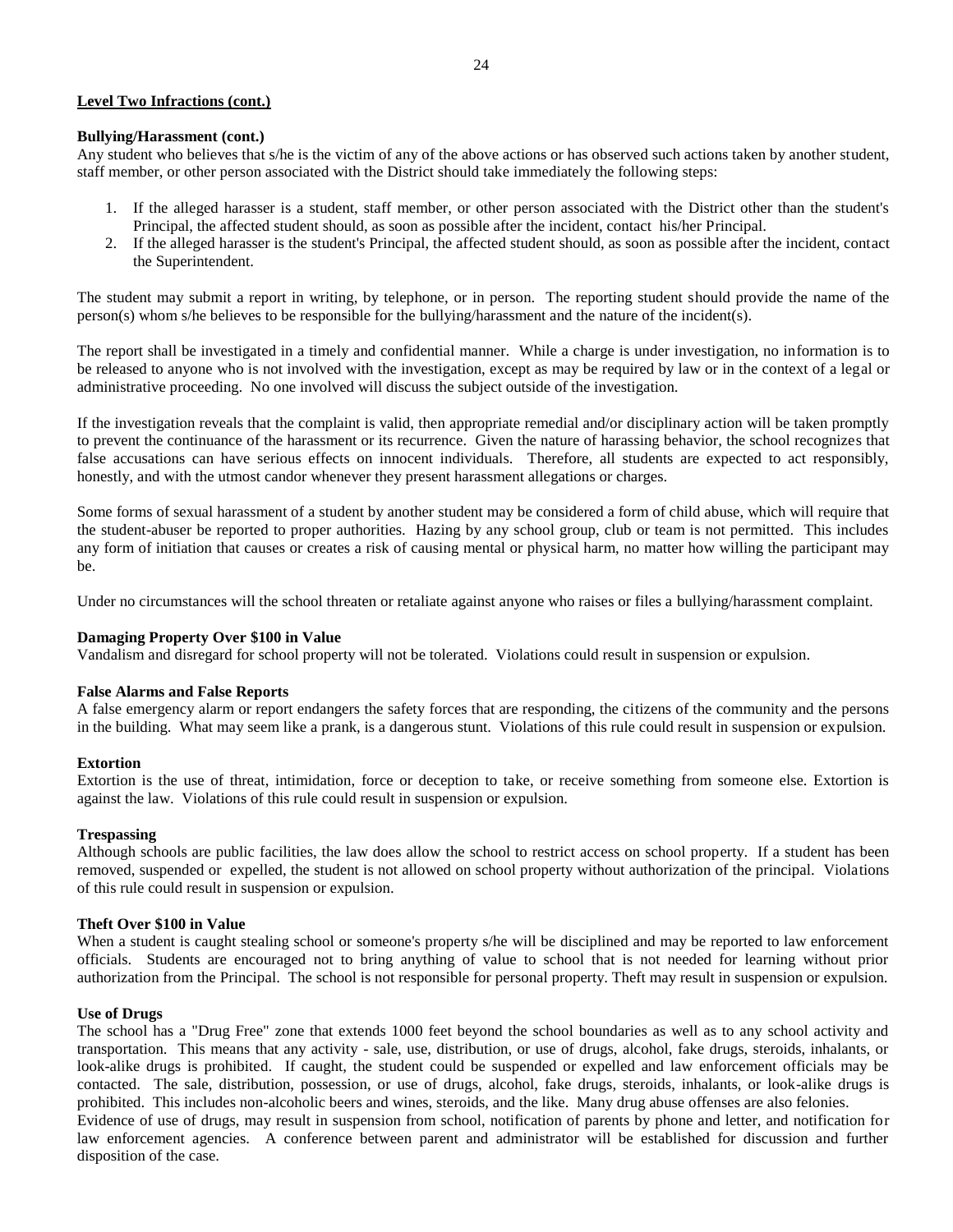**Level Two Infractions (cont.)**

**Bullying/Harassment (cont.)**

Any student who believes that s/he is the victim of any of the above actions or has observed such actions taken by another student, staff member, or other person associated with the District should take immediately the following steps:

1. If the alleged harasser is a student, staff member, or other person associated with the District other than the student's Principal, the affected student should, as soon as possible after the incident, contact his/her Principal.
2. If the alleged harasser is the student's Principal, the affected student should, as soon as possible after the incident, contact the Superintendent.

The student may submit a report in writing, by telephone, or in person. The reporting student should provide the name of the person(s) whom s/he believes to be responsible for the bullying/harassment and the nature of the incident(s).

The report shall be investigated in a timely and confidential manner. While a charge is under investigation, no information is to be released to anyone who is not involved with the investigation, except as may be required by law or in the context of a legal or administrative proceeding. No one involved will discuss the subject outside of the investigation.

If the investigation reveals that the complaint is valid, then appropriate remedial and/or disciplinary action will be taken promptly to prevent the continuance of the harassment or its recurrence. Given the nature of harassing behavior, the school recognizes that false accusations can have serious effects on innocent individuals. Therefore, all students are expected to act responsibly, honestly, and with the utmost candor whenever they present harassment allegations or charges.

Some forms of sexual harassment of a student by another student may be considered a form of child abuse, which will require that the student-abuser be reported to proper authorities. Hazing by any school group, club or team is not permitted. This includes any form of initiation that causes or creates a risk of causing mental or physical harm, no matter how willing the participant may be.

Under no circumstances will the school threaten or retaliate against anyone who raises or files a bullying/harassment complaint.

**Damaging Property Over $100 in Value**

Vandalism and disregard for school property will not be tolerated. Violations could result in suspension or expulsion.

**False Alarms and False Reports**

A false emergency alarm or report endangers the safety forces that are responding, the citizens of the community and the persons in the building. What may seem like a prank, is a dangerous stunt. Violations of this rule could result in suspension or expulsion.

**Extortion**

Extortion is the use of threat, intimidation, force or deception to take, or receive something from someone else. Extortion is against the law. Violations of this rule could result in suspension or expulsion.

**Trespassing**

Although schools are public facilities, the law does allow the school to restrict access on school property. If a student has been removed, suspended or expelled, the student is not allowed on school property without authorization of the principal. Violations of this rule could result in suspension or expulsion.

**Theft Over $100 in Value**

When a student is caught stealing school or someone's property s/he will be disciplined and may be reported to law enforcement officials. Students are encouraged not to bring anything of value to school that is not needed for learning without prior authorization from the Principal. The school is not responsible for personal property. Theft may result in suspension or expulsion.

**Use of Drugs**

The school has a "Drug Free" zone that extends 1000 feet beyond the school boundaries as well as to any school activity and transportation. This means that any activity - sale, use, distribution, or use of drugs, alcohol, fake drugs, steroids, inhalants, or look-alike drugs is prohibited. If caught, the student could be suspended or expelled and law enforcement officials may be contacted. The sale, distribution, possession, or use of drugs, alcohol, fake drugs, steroids, inhalants, or look-alike drugs is prohibited. This includes non-alcoholic beers and wines, steroids, and the like. Many drug abuse offenses are also felonies.

Evidence of use of drugs, may result in suspension from school, notification of parents by phone and letter, and notification for law enforcement agencies. A conference between parent and administrator will be established for discussion and further disposition of the case.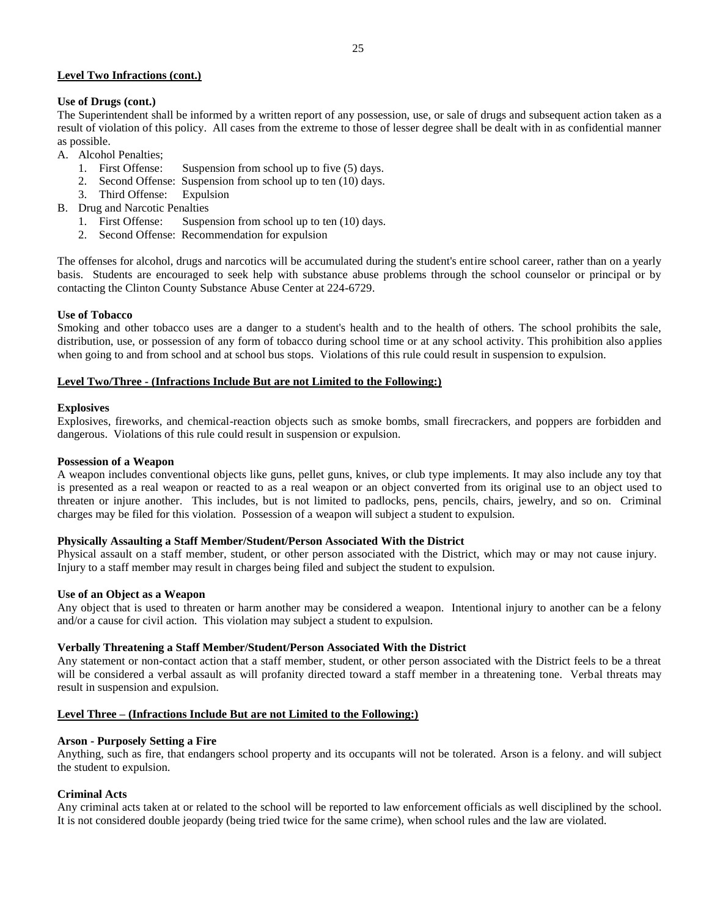**Level Two Infractions (cont.)**

**Use of Drugs (cont.)**

The Superintendent shall be informed by a written report of any possession, use, or sale of drugs and subsequent action taken as a result of violation of this policy. All cases from the extreme to those of lesser degree shall be dealt with in as confidential manner as possible.

A. Alcohol Penalties;
   1. First Offense: Suspension from school up to five (5) days.
   2. Second Offense: Suspension from school up to ten (10) days.
   3. Third Offense: Expulsion
B. Drug and Narcotic Penalties
   1. First Offense: Suspension from school up to ten (10) days.
   2. Second Offense: Recommendation for expulsion

The offenses for alcohol, drugs and narcotics will be accumulated during the student's entire school career, rather than on a yearly basis. Students are encouraged to seek help with substance abuse problems through the school counselor or principal or by contacting the Clinton County Substance Abuse Center at 224-6729.

**Use of Tobacco**

Smoking and other tobacco uses are a danger to a student's health and to the health of others. The school prohibits the sale, distribution, use, or possession of any form of tobacco during school time or at any school activity. This prohibition also applies when going to and from school and at school bus stops. Violations of this rule could result in suspension to expulsion.

**Level Two/Three - (Infractions Include But are not Limited to the Following:)**

**Explosives**

Explosives, fireworks, and chemical-reaction objects such as smoke bombs, small firecrackers, and poppers are forbidden and dangerous. Violations of this rule could result in suspension or expulsion.

**Possession of a Weapon**

A weapon includes conventional objects like guns, pellet guns, knives, or club type implements. It may also include any toy that is presented as a real weapon or reacted to as a real weapon or an object converted from its original use to an object used to threaten or injure another. This includes, but is not limited to padlocks, pens, pencils, chairs, jewelry, and so on. Criminal charges may be filed for this violation. Possession of a weapon will subject a student to expulsion.

**Physically Assaulting a Staff Member/Student/Person Associated With the District**

Physical assault on a staff member, student, or other person associated with the District, which may or may not cause injury. Injury to a staff member may result in charges being filed and subject the student to expulsion.

**Use of an Object as a Weapon**

Any object that is used to threaten or harm another may be considered a weapon. Intentional injury to another can be a felony and/or a cause for civil action. This violation may subject a student to expulsion.

**Verbally Threatening a Staff Member/Student/Person Associated With the District**

Any statement or non-contact action that a staff member, student, or other person associated with the District feels to be a threat will be considered a verbal assault as will profanity directed toward a staff member in a threatening tone. Verbal threats may result in suspension and expulsion.

**Level Three – (Infractions Include But are not Limited to the Following:)**

**Arson - Purposely Setting a Fire**

Anything, such as fire, that endangers school property and its occupants will not be tolerated. Arson is a felony. and will subject the student to expulsion.

**Criminal Acts**

Any criminal acts taken at or related to the school will be reported to law enforcement officials as well disciplined by the school. It is not considered double jeopardy (being tried twice for the same crime), when school rules and the law are violated.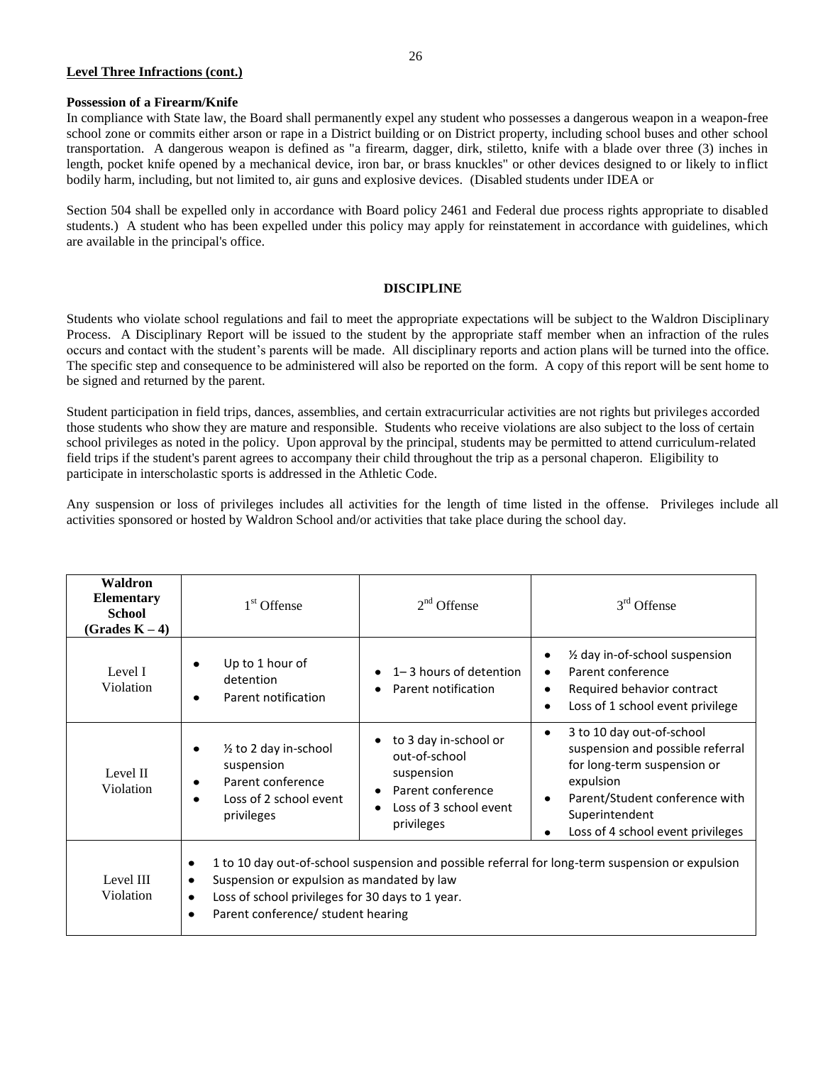**Level Three Infractions (cont.)**

**Possession of a Firearm/Knife**

In compliance with State law, the Board shall permanently expel any student who possesses a dangerous weapon in a weapon-free school zone or commits either arson or rape in a District building or on District property, including school buses and other school transportation. A dangerous weapon is defined as "a firearm, dagger, dirk, stiletto, knife with a blade over three (3) inches in length, pocket knife opened by a mechanical device, iron bar, or brass knuckles" or other devices designed to or likely to inflict bodily harm, including, but not limited to, air guns and explosive devices. (Disabled students under IDEA or

Section 504 shall be expelled only in accordance with Board policy 2461 and Federal due process rights appropriate to disabled students.) A student who has been expelled under this policy may apply for reinstatement in accordance with guidelines, which are available in the principal's office.

## DISCIPLINE

Students who violate school regulations and fail to meet the appropriate expectations will be subject to the Waldron Disciplinary Process. A Disciplinary Report will be issued to the student by the appropriate staff member when an infraction of the rules occurs and contact with the student's parents will be made. All disciplinary reports and action plans will be turned into the office. The specific step and consequence to be administered will also be reported on the form. A copy of this report will be sent home to be signed and returned by the parent.

Student participation in field trips, dances, assemblies, and certain extracurricular activities are not rights but privileges accorded those students who show they are mature and responsible. Students who receive violations are also subject to the loss of certain school privileges as noted in the policy. Upon approval by the principal, students may be permitted to attend curriculum-related field trips if the student's parent agrees to accompany their child throughout the trip as a personal chaperon. Eligibility to participate in interscholastic sports is addressed in the Athletic Code.

Any suspension or loss of privileges includes all activities for the length of time listed in the offense. Privileges include all activities sponsored or hosted by Waldron School and/or activities that take place during the school day.

| **Waldron Elementary School (Grades K – 4)** | 1st Offense | 2nd Offense | 3rd Offense |
|---|---|---|---|
| Level I Violation | • Up to 1 hour of detention<br>• Parent notification | • 1– 3 hours of detention<br>• Parent notification | • ½ day in-of-school suspension<br>• Parent conference<br>• Required behavior contract<br>• Loss of 1 school event privilege |
| Level II Violation | • ½ to 2 day in-school suspension<br>• Parent conference<br>• Loss of 2 school event privileges | • to 3 day in-school or out-of-school suspension<br>• Parent conference<br>• Loss of 3 school event privileges | • 3 to 10 day out-of-school suspension and possible referral for long-term suspension or expulsion<br>• Parent/Student conference with Superintendent<br>• Loss of 4 school event privileges |
| Level III Violation | • 1 to 10 day out-of-school suspension and possible referral for long-term suspension or expulsion<br>• Suspension or expulsion as mandated by law<br>• Loss of school privileges for 30 days to 1 year.<br>• Parent conference/ student hearing | | |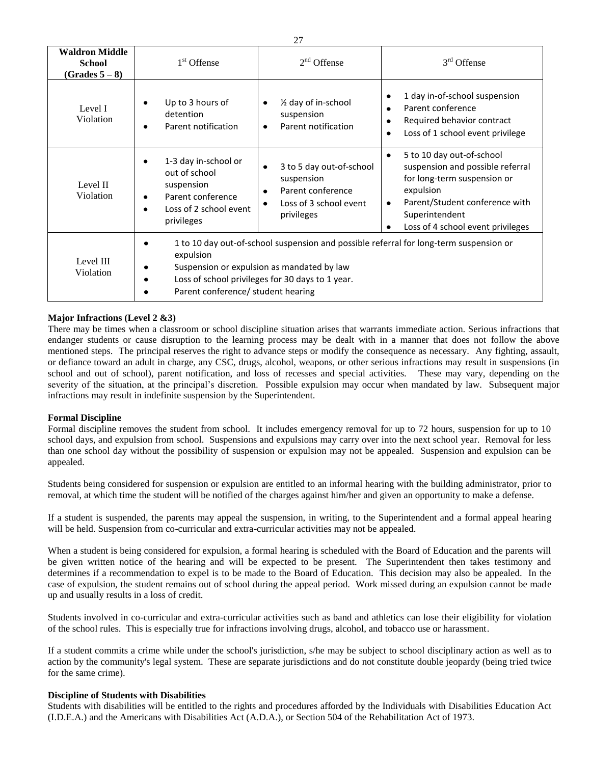| Waldron Middle School (Grades 5 – 8) | 1st Offense | 2nd Offense | 3rd Offense |
|---|---|---|---|
| Level I Violation | • Up to 3 hours of detention<br>• Parent notification | • ½ day of in-school suspension<br>• Parent notification | • 1 day in-of-school suspension<br>• Parent conference<br>• Required behavior contract<br>• Loss of 1 school event privilege |
| Level II Violation | • 1-3 day in-school or out of school suspension<br>• Parent conference<br>• Loss of 2 school event privileges | • 3 to 5 day out-of-school suspension<br>• Parent conference<br>• Loss of 3 school event privileges | • 5 to 10 day out-of-school suspension and possible referral for long-term suspension or expulsion<br>• Parent/Student conference with Superintendent<br>• Loss of 4 school event privileges |
| Level III Violation | • 1 to 10 day out-of-school suspension and possible referral for long-term suspension or expulsion<br>• Suspension or expulsion as mandated by law<br>• Loss of school privileges for 30 days to 1 year.<br>• Parent conference/ student hearing | | |

**Major Infractions (Level 2 &3)**

There may be times when a classroom or school discipline situation arises that warrants immediate action. Serious infractions that endanger students or cause disruption to the learning process may be dealt with in a manner that does not follow the above mentioned steps. The principal reserves the right to advance steps or modify the consequence as necessary. Any fighting, assault, or defiance toward an adult in charge, any CSC, drugs, alcohol, weapons, or other serious infractions may result in suspensions (in school and out of school), parent notification, and loss of recesses and special activities. These may vary, depending on the severity of the situation, at the principal's discretion. Possible expulsion may occur when mandated by law. Subsequent major infractions may result in indefinite suspension by the Superintendent.

**Formal Discipline**

Formal discipline removes the student from school. It includes emergency removal for up to 72 hours, suspension for up to 10 school days, and expulsion from school. Suspensions and expulsions may carry over into the next school year. Removal for less than one school day without the possibility of suspension or expulsion may not be appealed. Suspension and expulsion can be appealed.

Students being considered for suspension or expulsion are entitled to an informal hearing with the building administrator, prior to removal, at which time the student will be notified of the charges against him/her and given an opportunity to make a defense.

If a student is suspended, the parents may appeal the suspension, in writing, to the Superintendent and a formal appeal hearing will be held. Suspension from co-curricular and extra-curricular activities may not be appealed.

When a student is being considered for expulsion, a formal hearing is scheduled with the Board of Education and the parents will be given written notice of the hearing and will be expected to be present. The Superintendent then takes testimony and determines if a recommendation to expel is to be made to the Board of Education. This decision may also be appealed. In the case of expulsion, the student remains out of school during the appeal period. Work missed during an expulsion cannot be made up and usually results in a loss of credit.

Students involved in co-curricular and extra-curricular activities such as band and athletics can lose their eligibility for violation of the school rules. This is especially true for infractions involving drugs, alcohol, and tobacco use or harassment.

If a student commits a crime while under the school's jurisdiction, s/he may be subject to school disciplinary action as well as to action by the community's legal system. These are separate jurisdictions and do not constitute double jeopardy (being tried twice for the same crime).

**Discipline of Students with Disabilities**

Students with disabilities will be entitled to the rights and procedures afforded by the Individuals with Disabilities Education Act (I.D.E.A.) and the Americans with Disabilities Act (A.D.A.), or Section 504 of the Rehabilitation Act of 1973.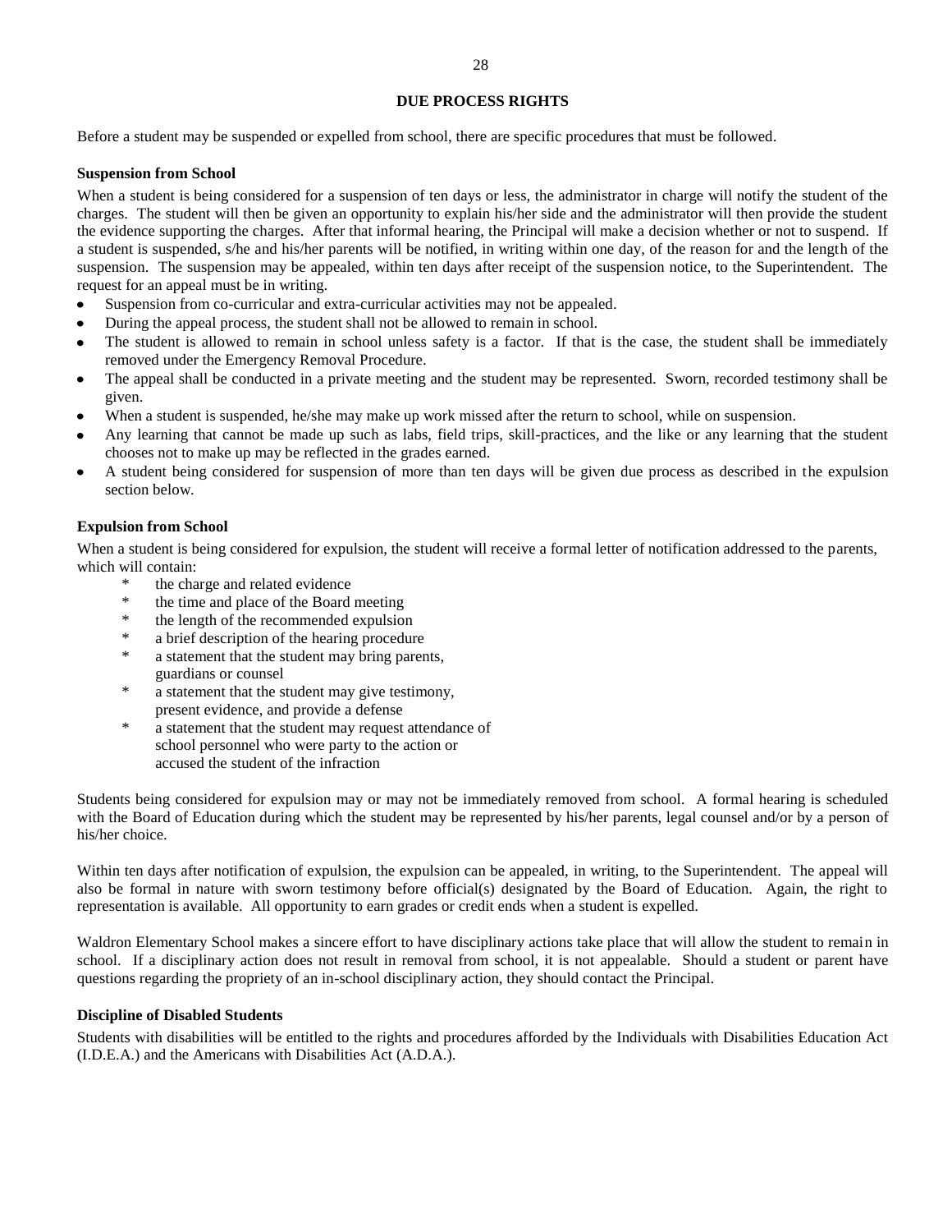## DUE PROCESS RIGHTS

Before a student may be suspended or expelled from school, there are specific procedures that must be followed.

### Suspension from School

When a student is being considered for a suspension of ten days or less, the administrator in charge will notify the student of the charges. The student will then be given an opportunity to explain his/her side and the administrator will then provide the student the evidence supporting the charges. After that informal hearing, the Principal will make a decision whether or not to suspend. If a student is suspended, s/he and his/her parents will be notified, in writing within one day, of the reason for and the length of the suspension. The suspension may be appealed, within ten days after receipt of the suspension notice, to the Superintendent. The request for an appeal must be in writing.

- Suspension from co-curricular and extra-curricular activities may not be appealed.
- During the appeal process, the student shall not be allowed to remain in school.
- The student is allowed to remain in school unless safety is a factor. If that is the case, the student shall be immediately removed under the Emergency Removal Procedure.
- The appeal shall be conducted in a private meeting and the student may be represented. Sworn, recorded testimony shall be given.
- When a student is suspended, he/she may make up work missed after the return to school, while on suspension.
- Any learning that cannot be made up such as labs, field trips, skill-practices, and the like or any learning that the student chooses not to make up may be reflected in the grades earned.
- A student being considered for suspension of more than ten days will be given due process as described in the expulsion section below.

### Expulsion from School

When a student is being considered for expulsion, the student will receive a formal letter of notification addressed to the parents, which will contain:

- the charge and related evidence
- the time and place of the Board meeting
- the length of the recommended expulsion
- a brief description of the hearing procedure
- a statement that the student may bring parents, guardians or counsel
- a statement that the student may give testimony, present evidence, and provide a defense
- a statement that the student may request attendance of school personnel who were party to the action or accused the student of the infraction

Students being considered for expulsion may or may not be immediately removed from school. A formal hearing is scheduled with the Board of Education during which the student may be represented by his/her parents, legal counsel and/or by a person of his/her choice.

Within ten days after notification of expulsion, the expulsion can be appealed, in writing, to the Superintendent. The appeal will also be formal in nature with sworn testimony before official(s) designated by the Board of Education. Again, the right to representation is available. All opportunity to earn grades or credit ends when a student is expelled.

Waldron Elementary School makes a sincere effort to have disciplinary actions take place that will allow the student to remain in school. If a disciplinary action does not result in removal from school, it is not appealable. Should a student or parent have questions regarding the propriety of an in-school disciplinary action, they should contact the Principal.

### Discipline of Disabled Students

Students with disabilities will be entitled to the rights and procedures afforded by the Individuals with Disabilities Education Act (I.D.E.A.) and the Americans with Disabilities Act (A.D.A.).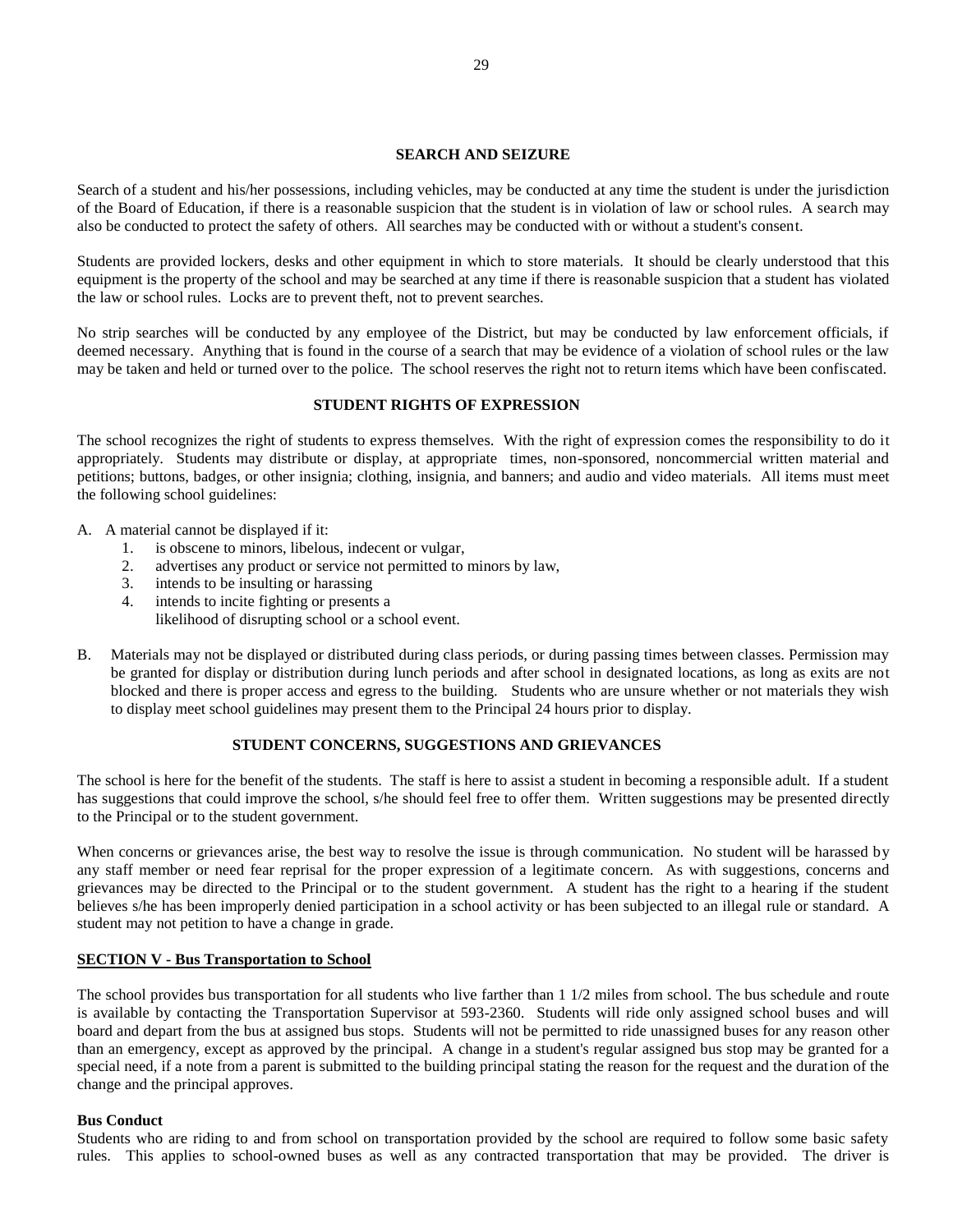## SEARCH AND SEIZURE

Search of a student and his/her possessions, including vehicles, may be conducted at any time the student is under the jurisdiction of the Board of Education, if there is a reasonable suspicion that the student is in violation of law or school rules. A search may also be conducted to protect the safety of others. All searches may be conducted with or without a student's consent.

Students are provided lockers, desks and other equipment in which to store materials. It should be clearly understood that this equipment is the property of the school and may be searched at any time if there is reasonable suspicion that a student has violated the law or school rules. Locks are to prevent theft, not to prevent searches.

No strip searches will be conducted by any employee of the District, but may be conducted by law enforcement officials, if deemed necessary. Anything that is found in the course of a search that may be evidence of a violation of school rules or the law may be taken and held or turned over to the police. The school reserves the right not to return items which have been confiscated.

## STUDENT RIGHTS OF EXPRESSION

The school recognizes the right of students to express themselves. With the right of expression comes the responsibility to do it appropriately. Students may distribute or display, at appropriate times, non-sponsored, noncommercial written material and petitions; buttons, badges, or other insignia; clothing, insignia, and banners; and audio and video materials. All items must meet the following school guidelines:

A. A material cannot be displayed if it:
   1. is obscene to minors, libelous, indecent or vulgar,
   2. advertises any product or service not permitted to minors by law,
   3. intends to be insulting or harassing
   4. intends to incite fighting or presents a likelihood of disrupting school or a school event.

B. Materials may not be displayed or distributed during class periods, or during passing times between classes. Permission may be granted for display or distribution during lunch periods and after school in designated locations, as long as exits are not blocked and there is proper access and egress to the building. Students who are unsure whether or not materials they wish to display meet school guidelines may present them to the Principal 24 hours prior to display.

## STUDENT CONCERNS, SUGGESTIONS AND GRIEVANCES

The school is here for the benefit of the students. The staff is here to assist a student in becoming a responsible adult. If a student has suggestions that could improve the school, s/he should feel free to offer them. Written suggestions may be presented directly to the Principal or to the student government.

When concerns or grievances arise, the best way to resolve the issue is through communication. No student will be harassed by any staff member or need fear reprisal for the proper expression of a legitimate concern. As with suggestions, concerns and grievances may be directed to the Principal or to the student government. A student has the right to a hearing if the student believes s/he has been improperly denied participation in a school activity or has been subjected to an illegal rule or standard. A student may not petition to have a change in grade.

## SECTION V - Bus Transportation to School

The school provides bus transportation for all students who live farther than 1 1/2 miles from school. The bus schedule and route is available by contacting the Transportation Supervisor at 593-2360. Students will ride only assigned school buses and will board and depart from the bus at assigned bus stops. Students will not be permitted to ride unassigned buses for any reason other than an emergency, except as approved by the principal. A change in a student's regular assigned bus stop may be granted for a special need, if a note from a parent is submitted to the building principal stating the reason for the request and the duration of the change and the principal approves.

### Bus Conduct

Students who are riding to and from school on transportation provided by the school are required to follow some basic safety rules. This applies to school-owned buses as well as any contracted transportation that may be provided. The driver is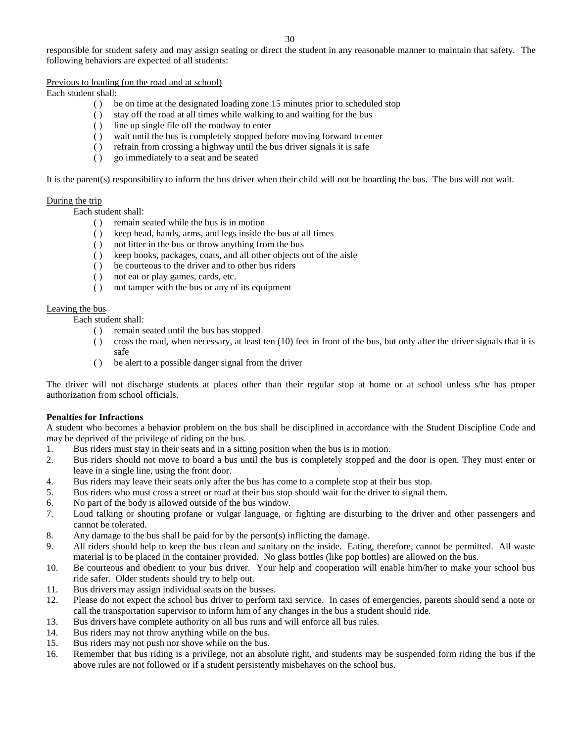responsible for student safety and may assign seating or direct the student in any reasonable manner to maintain that safety. The following behaviors are expected of all students:

Previous to loading (on the road and at school)

Each student shall:

- ( ) be on time at the designated loading zone 15 minutes prior to scheduled stop
- ( ) stay off the road at all times while walking to and waiting for the bus
- ( ) line up single file off the roadway to enter
- ( ) wait until the bus is completely stopped before moving forward to enter
- ( ) refrain from crossing a highway until the bus driver signals it is safe
- ( ) go immediately to a seat and be seated

It is the parent(s) responsibility to inform the bus driver when their child will not be boarding the bus. The bus will not wait.

During the trip

Each student shall:

- ( ) remain seated while the bus is in motion
- ( ) keep head, hands, arms, and legs inside the bus at all times
- ( ) not litter in the bus or throw anything from the bus
- ( ) keep books, packages, coats, and all other objects out of the aisle
- ( ) be courteous to the driver and to other bus riders
- ( ) not eat or play games, cards, etc.
- ( ) not tamper with the bus or any of its equipment

Leaving the bus

Each student shall:

- ( ) remain seated until the bus has stopped
- ( ) cross the road, when necessary, at least ten (10) feet in front of the bus, but only after the driver signals that it is safe
- ( ) be alert to a possible danger signal from the driver

The driver will not discharge students at places other than their regular stop at home or at school unless s/he has proper authorization from school officials.

**Penalties for Infractions**

A student who becomes a behavior problem on the bus shall be disciplined in accordance with the Student Discipline Code and may be deprived of the privilege of riding on the bus.

1. Bus riders must stay in their seats and in a sitting position when the bus is in motion.
2. Bus riders should not move to board a bus until the bus is completely stopped and the door is open. They must enter or leave in a single line, using the front door.
4. Bus riders may leave their seats only after the bus has come to a complete stop at their bus stop.
5. Bus riders who must cross a street or road at their bus stop should wait for the driver to signal them.
6. No part of the body is allowed outside of the bus window.
7. Loud talking or shouting profane or vulgar language, or fighting are disturbing to the driver and other passengers and cannot be tolerated.
8. Any damage to the bus shall be paid for by the person(s) inflicting the damage.
9. All riders should help to keep the bus clean and sanitary on the inside. Eating, therefore, cannot be permitted. All waste material is to be placed in the container provided. No glass bottles (like pop bottles) are allowed on the bus.
10. Be courteous and obedient to your bus driver. Your help and cooperation will enable him/her to make your school bus ride safer. Older students should try to help out.
11. Bus drivers may assign individual seats on the busses.
12. Please do not expect the school bus driver to perform taxi service. In cases of emergencies, parents should send a note or call the transportation supervisor to inform him of any changes in the bus a student should ride.
13. Bus drivers have complete authority on all bus runs and will enforce all bus rules.
14. Bus riders may not throw anything while on the bus.
15. Bus riders may not push nor shove while on the bus.
16. Remember that bus riding is a privilege, not an absolute right, and students may be suspended form riding the bus if the above rules are not followed or if a student persistently misbehaves on the school bus.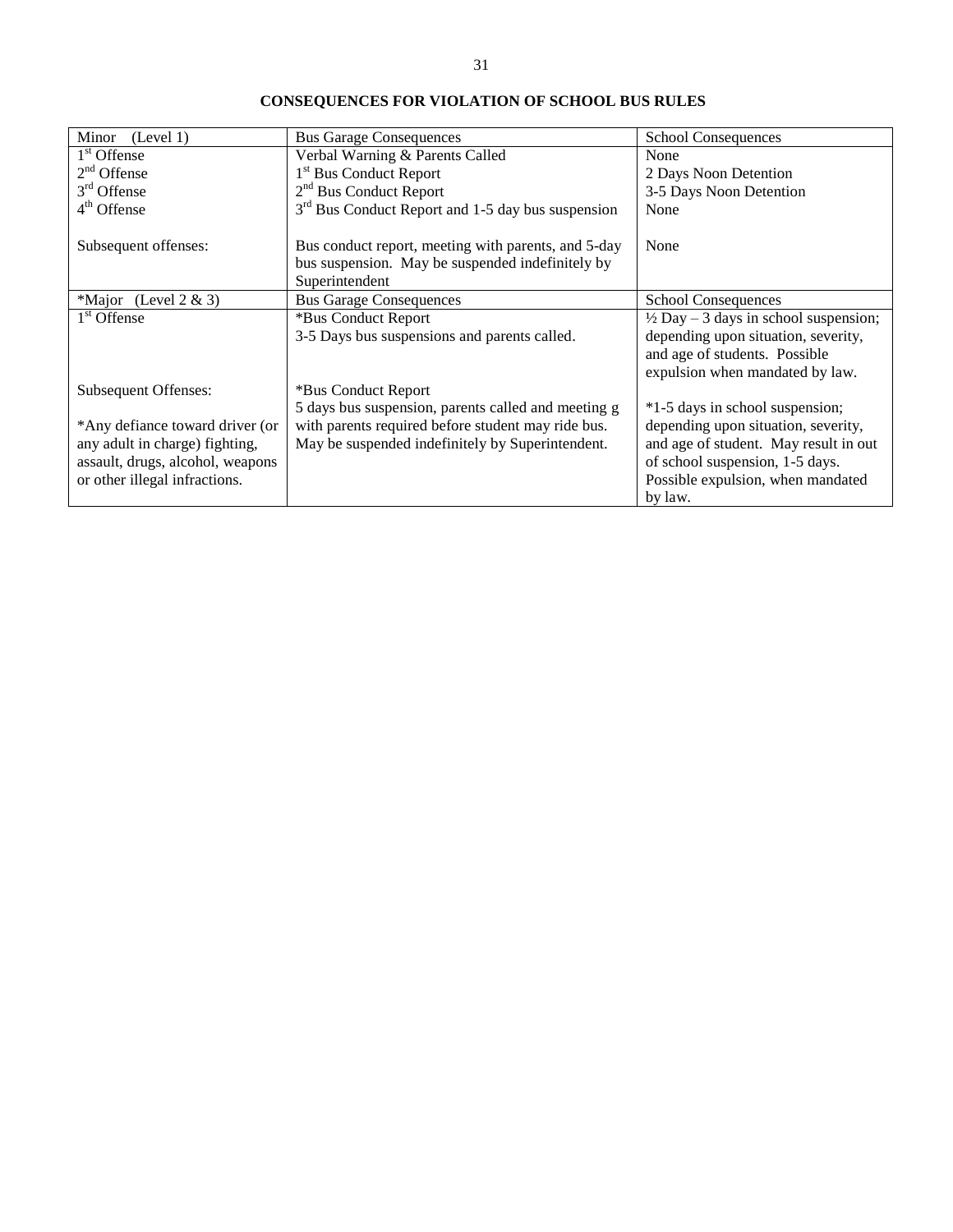# CONSEQUENCES FOR VIOLATION OF SCHOOL BUS RULES

| Minor (Level 1) | Bus Garage Consequences | School Consequences |
|---|---|---|
| 1st Offense | Verbal Warning & Parents Called | None |
| 2nd Offense | 1st Bus Conduct Report | 2 Days Noon Detention |
| 3rd Offense | 2nd Bus Conduct Report | 3-5 Days Noon Detention |
| 4th Offense | 3rd Bus Conduct Report and 1-5 day bus suspension | None |
| Subsequent offenses: | Bus conduct report, meeting with parents, and 5-day bus suspension. May be suspended indefinitely by Superintendent | None |
| *Major (Level 2 & 3) | Bus Garage Consequences | School Consequences |
| 1st Offense | *Bus Conduct Report<br>3-5 Days bus suspensions and parents called. | ½ Day – 3 days in school suspension; depending upon situation, severity, and age of students. Possible expulsion when mandated by law. |
| Subsequent Offenses:<br><br>*Any defiance toward driver (or any adult in charge) fighting, assault, drugs, alcohol, weapons or other illegal infractions. | *Bus Conduct Report<br>5 days bus suspension, parents called and meeting g with parents required before student may ride bus. May be suspended indefinitely by Superintendent. | *1-5 days in school suspension; depending upon situation, severity, and age of student. May result in out of school suspension, 1-5 days. Possible expulsion, when mandated by law. |